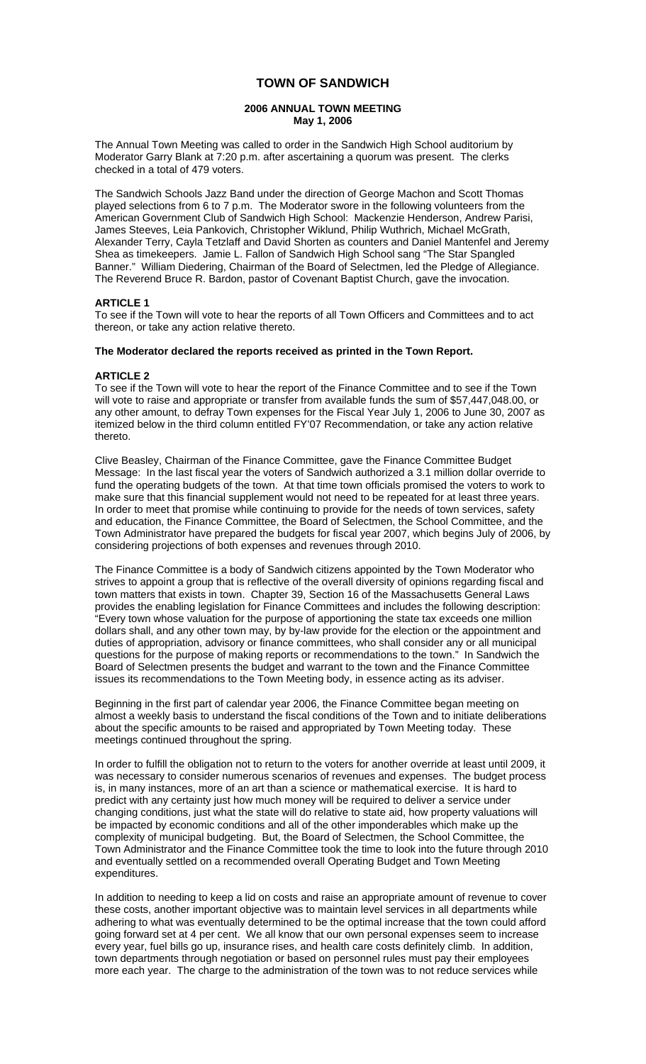# TOWN OF SANDWICH

## 2006 ANNUAL TOWN MEETING
## May 1, 2006

The Annual Town Meeting was called to order in the Sandwich High School auditorium by Moderator Garry Blank at 7:20 p.m. after ascertaining a quorum was present. The clerks checked in a total of 479 voters.

The Sandwich Schools Jazz Band under the direction of George Machon and Scott Thomas played selections from 6 to 7 p.m. The Moderator swore in the following volunteers from the American Government Club of Sandwich High School: Mackenzie Henderson, Andrew Parisi, James Steeves, Leia Pankovich, Christopher Wiklund, Philip Wuthrich, Michael McGrath, Alexander Terry, Cayla Tetzlaff and David Shorten as counters and Daniel Mantenfel and Jeremy Shea as timekeepers. Jamie L. Fallon of Sandwich High School sang "The Star Spangled Banner." William Diedering, Chairman of the Board of Selectmen, led the Pledge of Allegiance. The Reverend Bruce R. Bardon, pastor of Covenant Baptist Church, gave the invocation.

### ARTICLE 1

To see if the Town will vote to hear the reports of all Town Officers and Committees and to act thereon, or take any action relative thereto.

**The Moderator declared the reports received as printed in the Town Report.**

### ARTICLE 2

To see if the Town will vote to hear the report of the Finance Committee and to see if the Town will vote to raise and appropriate or transfer from available funds the sum of $57,447,048.00, or any other amount, to defray Town expenses for the Fiscal Year July 1, 2006 to June 30, 2007 as itemized below in the third column entitled FY'07 Recommendation, or take any action relative thereto.

Clive Beasley, Chairman of the Finance Committee, gave the Finance Committee Budget Message: In the last fiscal year the voters of Sandwich authorized a 3.1 million dollar override to fund the operating budgets of the town. At that time town officials promised the voters to work to make sure that this financial supplement would not need to be repeated for at least three years. In order to meet that promise while continuing to provide for the needs of town services, safety and education, the Finance Committee, the Board of Selectmen, the School Committee, and the Town Administrator have prepared the budgets for fiscal year 2007, which begins July of 2006, by considering projections of both expenses and revenues through 2010.

The Finance Committee is a body of Sandwich citizens appointed by the Town Moderator who strives to appoint a group that is reflective of the overall diversity of opinions regarding fiscal and town matters that exists in town. Chapter 39, Section 16 of the Massachusetts General Laws provides the enabling legislation for Finance Committees and includes the following description: "Every town whose valuation for the purpose of apportioning the state tax exceeds one million dollars shall, and any other town may, by by-law provide for the election or the appointment and duties of appropriation, advisory or finance committees, who shall consider any or all municipal questions for the purpose of making reports or recommendations to the town." In Sandwich the Board of Selectmen presents the budget and warrant to the town and the Finance Committee issues its recommendations to the Town Meeting body, in essence acting as its adviser.

Beginning in the first part of calendar year 2006, the Finance Committee began meeting on almost a weekly basis to understand the fiscal conditions of the Town and to initiate deliberations about the specific amounts to be raised and appropriated by Town Meeting today. These meetings continued throughout the spring.

In order to fulfill the obligation not to return to the voters for another override at least until 2009, it was necessary to consider numerous scenarios of revenues and expenses. The budget process is, in many instances, more of an art than a science or mathematical exercise. It is hard to predict with any certainty just how much money will be required to deliver a service under changing conditions, just what the state will do relative to state aid, how property valuations will be impacted by economic conditions and all of the other imponderables which make up the complexity of municipal budgeting. But, the Board of Selectmen, the School Committee, the Town Administrator and the Finance Committee took the time to look into the future through 2010 and eventually settled on a recommended overall Operating Budget and Town Meeting expenditures.

In addition to needing to keep a lid on costs and raise an appropriate amount of revenue to cover these costs, another important objective was to maintain level services in all departments while adhering to what was eventually determined to be the optimal increase that the town could afford going forward set at 4 per cent. We all know that our own personal expenses seem to increase every year, fuel bills go up, insurance rises, and health care costs definitely climb. In addition, town departments through negotiation or based on personnel rules must pay their employees more each year. The charge to the administration of the town was to not reduce services while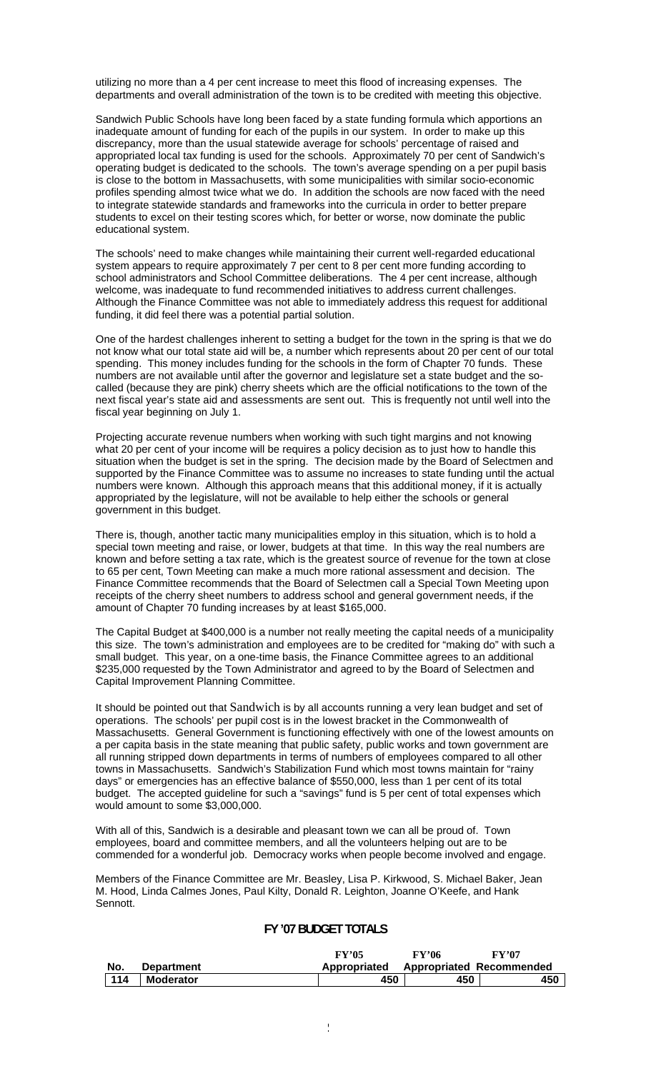utilizing no more than a 4 per cent increase to meet this flood of increasing expenses. The departments and overall administration of the town is to be credited with meeting this objective.

Sandwich Public Schools have long been faced by a state funding formula which apportions an inadequate amount of funding for each of the pupils in our system. In order to make up this discrepancy, more than the usual statewide average for schools' percentage of raised and appropriated local tax funding is used for the schools. Approximately 70 per cent of Sandwich's operating budget is dedicated to the schools. The town's average spending on a per pupil basis is close to the bottom in Massachusetts, with some municipalities with similar socio-economic profiles spending almost twice what we do. In addition the schools are now faced with the need to integrate statewide standards and frameworks into the curricula in order to better prepare students to excel on their testing scores which, for better or worse, now dominate the public educational system.

The schools' need to make changes while maintaining their current well-regarded educational system appears to require approximately 7 per cent to 8 per cent more funding according to school administrators and School Committee deliberations. The 4 per cent increase, although welcome, was inadequate to fund recommended initiatives to address current challenges. Although the Finance Committee was not able to immediately address this request for additional funding, it did feel there was a potential partial solution.

One of the hardest challenges inherent to setting a budget for the town in the spring is that we do not know what our total state aid will be, a number which represents about 20 per cent of our total spending. This money includes funding for the schools in the form of Chapter 70 funds. These numbers are not available until after the governor and legislature set a state budget and the so-called (because they are pink) cherry sheets which are the official notifications to the town of the next fiscal year's state aid and assessments are sent out. This is frequently not until well into the fiscal year beginning on July 1.

Projecting accurate revenue numbers when working with such tight margins and not knowing what 20 per cent of your income will be requires a policy decision as to just how to handle this situation when the budget is set in the spring. The decision made by the Board of Selectmen and supported by the Finance Committee was to assume no increases to state funding until the actual numbers were known. Although this approach means that this additional money, if it is actually appropriated by the legislature, will not be available to help either the schools or general government in this budget.

There is, though, another tactic many municipalities employ in this situation, which is to hold a special town meeting and raise, or lower, budgets at that time. In this way the real numbers are known and before setting a tax rate, which is the greatest source of revenue for the town at close to 65 per cent, Town Meeting can make a much more rational assessment and decision. The Finance Committee recommends that the Board of Selectmen call a Special Town Meeting upon receipts of the cherry sheet numbers to address school and general government needs, if the amount of Chapter 70 funding increases by at least $165,000.

The Capital Budget at $400,000 is a number not really meeting the capital needs of a municipality this size. The town's administration and employees are to be credited for "making do" with such a small budget. This year, on a one-time basis, the Finance Committee agrees to an additional $235,000 requested by the Town Administrator and agreed to by the Board of Selectmen and Capital Improvement Planning Committee.

It should be pointed out that Sandwich is by all accounts running a very lean budget and set of operations. The schools' per pupil cost is in the lowest bracket in the Commonwealth of Massachusetts. General Government is functioning effectively with one of the lowest amounts on a per capita basis in the state meaning that public safety, public works and town government are all running stripped down departments in terms of numbers of employees compared to all other towns in Massachusetts. Sandwich's Stabilization Fund which most towns maintain for "rainy days" or emergencies has an effective balance of $550,000, less than 1 per cent of its total budget. The accepted guideline for such a "savings" fund is 5 per cent of total expenses which would amount to some $3,000,000.

With all of this, Sandwich is a desirable and pleasant town we can all be proud of. Town employees, board and committee members, and all the volunteers helping out are to be commended for a wonderful job. Democracy works when people become involved and engage.

Members of the Finance Committee are Mr. Beasley, Lisa P. Kirkwood, S. Michael Baker, Jean M. Hood, Linda Calmes Jones, Paul Kilty, Donald R. Leighton, Joanne O'Keefe, and Hank Sennott.

## FY '07 BUDGET TOTALS

| No. | Department | FY'05 Appropriated | FY'06 Appropriated | FY'07 Recommended |
|---|---|---|---|---|
| 114 | Moderator | 450 | 450 | 450 |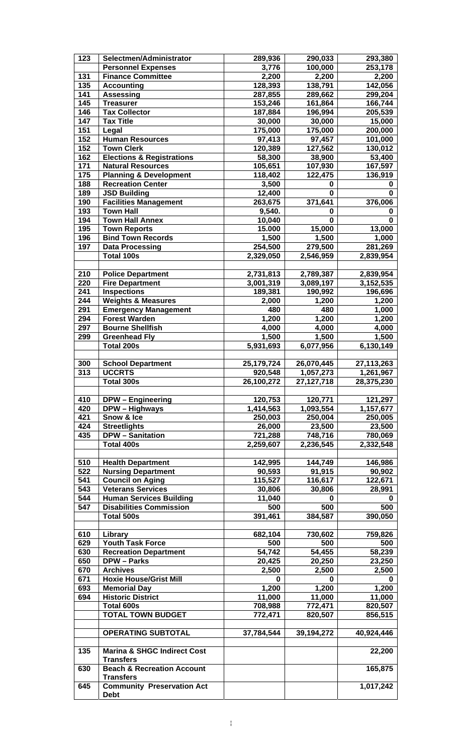| 123 | Selectmen/Administrator | 289,936 | 290,033 | 293,380 |
|---|---|---|---|---|
| | Personnel Expenses | 3,776 | 100,000 | 253,178 |
| 131 | Finance Committee | 2,200 | 2,200 | 2,200 |
| 135 | Accounting | 128,393 | 138,791 | 142,056 |
| 141 | Assessing | 287,855 | 289,662 | 299,204 |
| 145 | Treasurer | 153,246 | 161,864 | 166,744 |
| 146 | Tax Collector | 187,884 | 196,994 | 205,539 |
| 147 | Tax Title | 30,000 | 30,000 | 15,000 |
| 151 | Legal | 175,000 | 175,000 | 200,000 |
| 152 | Human Resources | 97,413 | 97,457 | 101,000 |
| 152 | Town Clerk | 120,389 | 127,562 | 130,012 |
| 162 | Elections & Registrations | 58,300 | 38,900 | 53,400 |
| 171 | Natural Resources | 105,651 | 107,930 | 167,597 |
| 175 | Planning & Development | 118,402 | 122,475 | 136,919 |
| 188 | Recreation Center | 3,500 | 0 | 0 |
| 189 | JSD Building | 12,400 | 0 | 0 |
| 190 | Facilities Management | 263,675 | 371,641 | 376,006 |
| 193 | Town Hall | 9,540. | 0 | 0 |
| 194 | Town Hall Annex | 10,040 | 0 | 0 |
| 195 | Town Reports | 15.000 | 15,000 | 13,000 |
| 196 | Bind Town Records | 1,500 | 1,500 | 1,000 |
| 197 | Data Processing | 254,500 | 279,500 | 281,269 |
| | Total 100s | 2,329,050 | 2,546,959 | 2,839,954 |
| | | | | |
| 210 | Police Department | 2,731,813 | 2,789,387 | 2,839,954 |
| 220 | Fire Department | 3,001,319 | 3,089,197 | 3,152,535 |
| 241 | Inspections | 189,381 | 190,992 | 196,696 |
| 244 | Weights & Measures | 2,000 | 1,200 | 1,200 |
| 291 | Emergency Management | 480 | 480 | 1,000 |
| 294 | Forest Warden | 1,200 | 1,200 | 1,200 |
| 297 | Bourne Shellfish | 4,000 | 4,000 | 4,000 |
| 299 | Greenhead Fly | 1,500 | 1,500 | 1,500 |
| | Total 200s | 5,931,693 | 6,077,956 | 6,130,149 |
| | | | | |
| 300 | School Department | 25,179,724 | 26,070,445 | 27,113,263 |
| 313 | UCCRTS | 920,548 | 1,057,273 | 1,261,967 |
| | Total 300s | 26,100,272 | 27,127,718 | 28,375,230 |
| | | | | |
| 410 | DPW – Engineering | 120,753 | 120,771 | 121,297 |
| 420 | DPW – Highways | 1,414,563 | 1,093,554 | 1,157,677 |
| 421 | Snow & Ice | 250,003 | 250,004 | 250,005 |
| 424 | Streetlights | 26,000 | 23,500 | 23,500 |
| 435 | DPW – Sanitation | 721,288 | 748,716 | 780,069 |
| | Total 400s | 2,259,607 | 2,236,545 | 2,332,548 |
| | | | | |
| 510 | Health Department | 142,995 | 144,749 | 146,986 |
| 522 | Nursing Department | 90,593 | 91,915 | 90,902 |
| 541 | Council on Aging | 115,527 | 116,617 | 122,671 |
| 543 | Veterans Services | 30,806 | 30,806 | 28,991 |
| 544 | Human Services Building | 11,040 | 0 | 0 |
| 547 | Disabilities Commission | 500 | 500 | 500 |
| | Total 500s | 391,461 | 384,587 | 390,050 |
| | | | | |
| 610 | Library | 682,104 | 730,602 | 759,826 |
| 629 | Youth Task Force | 500 | 500 | 500 |
| 630 | Recreation Department | 54,742 | 54,455 | 58,239 |
| 650 | DPW – Parks | 20,425 | 20,250 | 23,250 |
| 670 | Archives | 2,500 | 2,500 | 2,500 |
| 671 | Hoxie House/Grist Mill | 0 | 0 | 0 |
| 693 | Memorial Day | 1,200 | 1,200 | 1,200 |
| 694 | Historic District | 11,000 | 11,000 | 11,000 |
| | Total 600s | 708,988 | 772,471 | 820,507 |
| | TOTAL TOWN BUDGET | 772,471 | 820,507 | 856,515 |
| | | | | |
| | OPERATING SUBTOTAL | 37,784,544 | 39,194,272 | 40,924,446 |
| | | | | |
| 135 | Marina & SHGC Indirect Cost Transfers | | | 22,200 |
| 630 | Beach & Recreation Account Transfers | | | 165,875 |
| 645 | Community Preservation Act Debt | | | 1,017,242 |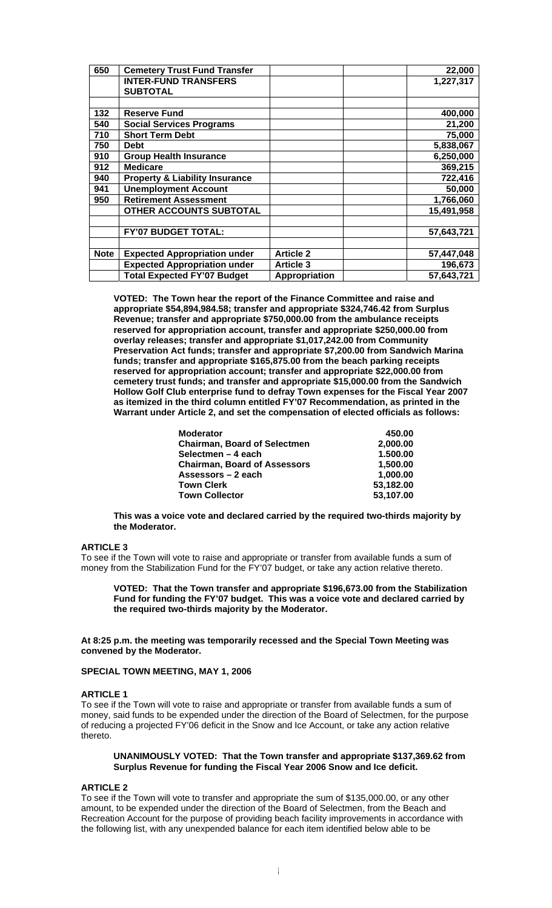| 650 | **Cemetery Trust Fund Transfer** | | | **22,000** |
|---|---|---|---|---|
| | **INTER-FUND TRANSFERS SUBTOTAL** | | | **1,227,317** |
| | | | | |
| 132 | **Reserve Fund** | | | **400,000** |
| 540 | **Social Services Programs** | | | **21,200** |
| 710 | **Short Term Debt** | | | **75,000** |
| 750 | **Debt** | | | **5,838,067** |
| 910 | **Group Health Insurance** | | | **6,250,000** |
| 912 | **Medicare** | | | **369,215** |
| 940 | **Property & Liability Insurance** | | | **722,416** |
| 941 | **Unemployment Account** | | | **50,000** |
| 950 | **Retirement Assessment** | | | **1,766,060** |
| | **OTHER ACCOUNTS SUBTOTAL** | | | **15,491,958** |
| | | | | |
| | **FY'07 BUDGET TOTAL:** | | | **57,643,721** |
| | | | | |
| **Note** | **Expected Appropriation under** | **Article 2** | | **57,447,048** |
| | **Expected Appropriation under** | **Article 3** | | **196,673** |
| | **Total Expected FY'07 Budget** | **Appropriation** | | **57,643,721** |

**VOTED: The Town hear the report of the Finance Committee and raise and appropriate $54,894,984.58; transfer and appropriate $324,746.42 from Surplus Revenue; transfer and appropriate $750,000.00 from the ambulance receipts reserved for appropriation account, transfer and appropriate $250,000.00 from overlay releases; transfer and appropriate $1,017,242.00 from Community Preservation Act funds; transfer and appropriate $7,200.00 from Sandwich Marina funds; transfer and appropriate $165,875.00 from the beach parking receipts reserved for appropriation account; transfer and appropriate $22,000.00 from cemetery trust funds; and transfer and appropriate $15,000.00 from the Sandwich Hollow Golf Club enterprise fund to defray Town expenses for the Fiscal Year 2007 as itemized in the third column entitled FY'07 Recommendation, as printed in the Warrant under Article 2, and set the compensation of elected officials as follows:**

| | |
|---|---|
| **Moderator** | **450.00** |
| **Chairman, Board of Selectmen** | **2,000.00** |
| **Selectmen – 4 each** | **1.500.00** |
| **Chairman, Board of Assessors** | **1,500.00** |
| **Assessors – 2 each** | **1,000.00** |
| **Town Clerk** | **53,182.00** |
| **Town Collector** | **53,107.00** |

**This was a voice vote and declared carried by the required two-thirds majority by the Moderator.**

### ARTICLE 3

To see if the Town will vote to raise and appropriate or transfer from available funds a sum of money from the Stabilization Fund for the FY'07 budget, or take any action relative thereto.

**VOTED: That the Town transfer and appropriate $196,673.00 from the Stabilization Fund for funding the FY'07 budget. This was a voice vote and declared carried by the required two-thirds majority by the Moderator.**

**At 8:25 p.m. the meeting was temporarily recessed and the Special Town Meeting was convened by the Moderator.**

## SPECIAL TOWN MEETING, MAY 1, 2006

### ARTICLE 1

To see if the Town will vote to raise and appropriate or transfer from available funds a sum of money, said funds to be expended under the direction of the Board of Selectmen, for the purpose of reducing a projected FY'06 deficit in the Snow and Ice Account, or take any action relative thereto.

**UNANIMOUSLY VOTED: That the Town transfer and appropriate $137,369.62 from Surplus Revenue for funding the Fiscal Year 2006 Snow and Ice deficit.**

### ARTICLE 2

To see if the Town will vote to transfer and appropriate the sum of $135,000.00, or any other amount, to be expended under the direction of the Board of Selectmen, from the Beach and Recreation Account for the purpose of providing beach facility improvements in accordance with the following list, with any unexpended balance for each item identified below able to be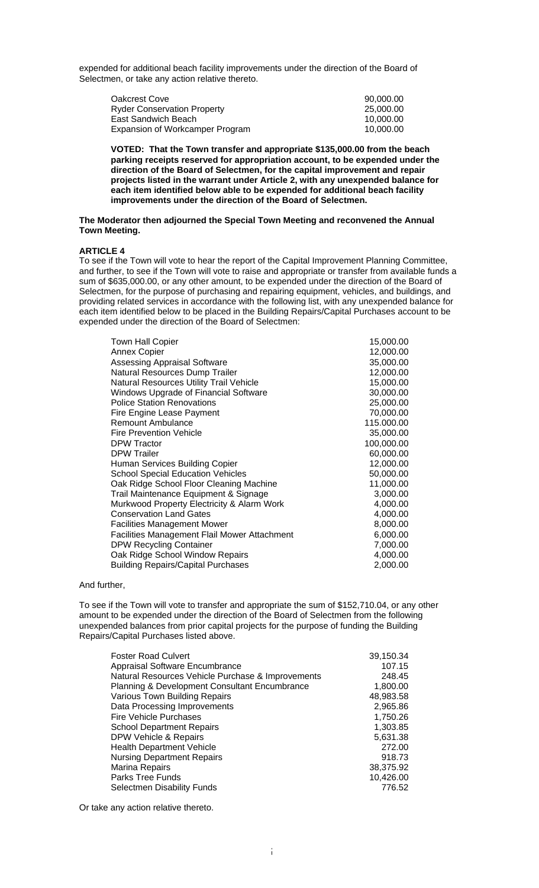expended for additional beach facility improvements under the direction of the Board of Selectmen, or take any action relative thereto.

| | |
|---|---|
| Oakcrest Cove | 90,000.00 |
| Ryder Conservation Property | 25,000.00 |
| East Sandwich Beach | 10,000.00 |
| Expansion of Workcamper Program | 10,000.00 |

**VOTED: That the Town transfer and appropriate $135,000.00 from the beach parking receipts reserved for appropriation account, to be expended under the direction of the Board of Selectmen, for the capital improvement and repair projects listed in the warrant under Article 2, with any unexpended balance for each item identified below able to be expended for additional beach facility improvements under the direction of the Board of Selectmen.**

**The Moderator then adjourned the Special Town Meeting and reconvened the Annual Town Meeting.**

**ARTICLE 4**

To see if the Town will vote to hear the report of the Capital Improvement Planning Committee, and further, to see if the Town will vote to raise and appropriate or transfer from available funds a sum of $635,000.00, or any other amount, to be expended under the direction of the Board of Selectmen, for the purpose of purchasing and repairing equipment, vehicles, and buildings, and providing related services in accordance with the following list, with any unexpended balance for each item identified below to be placed in the Building Repairs/Capital Purchases account to be expended under the direction of the Board of Selectmen:

| | |
|---|---|
| Town Hall Copier | 15,000.00 |
| Annex Copier | 12,000.00 |
| Assessing Appraisal Software | 35,000.00 |
| Natural Resources Dump Trailer | 12,000.00 |
| Natural Resources Utility Trail Vehicle | 15,000.00 |
| Windows Upgrade of Financial Software | 30,000.00 |
| Police Station Renovations | 25,000.00 |
| Fire Engine Lease Payment | 70,000.00 |
| Remount Ambulance | 115,000.00 |
| Fire Prevention Vehicle | 35,000.00 |
| DPW Tractor | 100,000.00 |
| DPW Trailer | 60,000.00 |
| Human Services Building Copier | 12,000.00 |
| School Special Education Vehicles | 50,000.00 |
| Oak Ridge School Floor Cleaning Machine | 11,000.00 |
| Trail Maintenance Equipment & Signage | 3,000.00 |
| Murkwood Property Electricity & Alarm Work | 4,000.00 |
| Conservation Land Gates | 4,000.00 |
| Facilities Management Mower | 8,000.00 |
| Facilities Management Flail Mower Attachment | 6,000.00 |
| DPW Recycling Container | 7,000.00 |
| Oak Ridge School Window Repairs | 4,000.00 |
| Building Repairs/Capital Purchases | 2,000.00 |

And further,

To see if the Town will vote to transfer and appropriate the sum of $152,710.04, or any other amount to be expended under the direction of the Board of Selectmen from the following unexpended balances from prior capital projects for the purpose of funding the Building Repairs/Capital Purchases listed above.

| | |
|---|---|
| Foster Road Culvert | 39,150.34 |
| Appraisal Software Encumbrance | 107.15 |
| Natural Resources Vehicle Purchase & Improvements | 248.45 |
| Planning & Development Consultant Encumbrance | 1,800.00 |
| Various Town Building Repairs | 48,983.58 |
| Data Processing Improvements | 2,965.86 |
| Fire Vehicle Purchases | 1,750.26 |
| School Department Repairs | 1,303.85 |
| DPW Vehicle & Repairs | 5,631.38 |
| Health Department Vehicle | 272.00 |
| Nursing Department Repairs | 918.73 |
| Marina Repairs | 38,375.92 |
| Parks Tree Funds | 10,426.00 |
| Selectmen Disability Funds | 776.52 |

Or take any action relative thereto.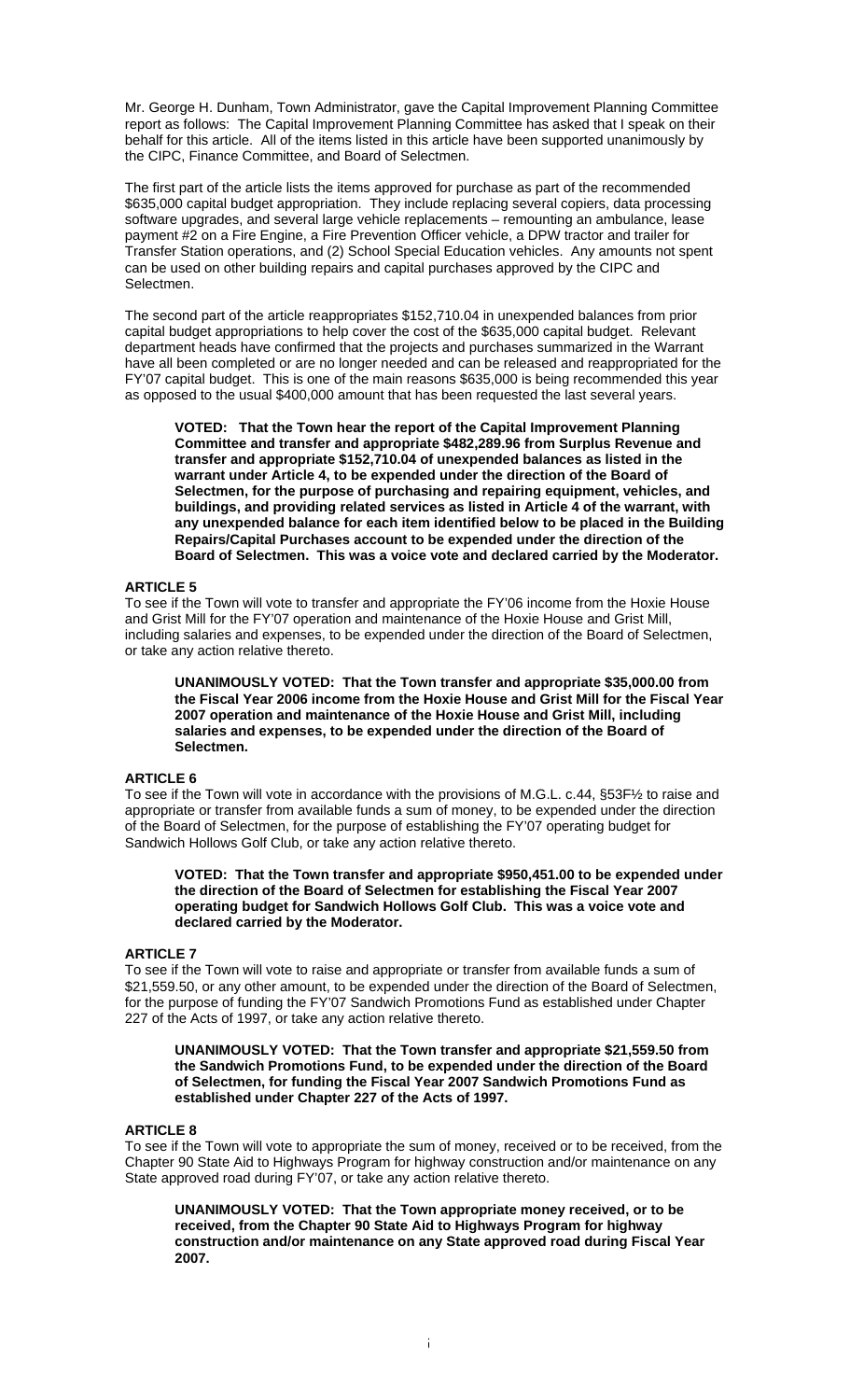Mr. George H. Dunham, Town Administrator, gave the Capital Improvement Planning Committee report as follows: The Capital Improvement Planning Committee has asked that I speak on their behalf for this article. All of the items listed in this article have been supported unanimously by the CIPC, Finance Committee, and Board of Selectmen.

The first part of the article lists the items approved for purchase as part of the recommended $635,000 capital budget appropriation. They include replacing several copiers, data processing software upgrades, and several large vehicle replacements – remounting an ambulance, lease payment #2 on a Fire Engine, a Fire Prevention Officer vehicle, a DPW tractor and trailer for Transfer Station operations, and (2) School Special Education vehicles. Any amounts not spent can be used on other building repairs and capital purchases approved by the CIPC and Selectmen.

The second part of the article reappropriates $152,710.04 in unexpended balances from prior capital budget appropriations to help cover the cost of the $635,000 capital budget. Relevant department heads have confirmed that the projects and purchases summarized in the Warrant have all been completed or are no longer needed and can be released and reappropriated for the FY'07 capital budget. This is one of the main reasons $635,000 is being recommended this year as opposed to the usual $400,000 amount that has been requested the last several years.

> **VOTED: That the Town hear the report of the Capital Improvement Planning Committee and transfer and appropriate $482,289.96 from Surplus Revenue and transfer and appropriate $152,710.04 of unexpended balances as listed in the warrant under Article 4, to be expended under the direction of the Board of Selectmen, for the purpose of purchasing and repairing equipment, vehicles, and buildings, and providing related services as listed in Article 4 of the warrant, with any unexpended balance for each item identified below to be placed in the Building Repairs/Capital Purchases account to be expended under the direction of the Board of Selectmen. This was a voice vote and declared carried by the Moderator.**

### ARTICLE 5

To see if the Town will vote to transfer and appropriate the FY'06 income from the Hoxie House and Grist Mill for the FY'07 operation and maintenance of the Hoxie House and Grist Mill, including salaries and expenses, to be expended under the direction of the Board of Selectmen, or take any action relative thereto.

> **UNANIMOUSLY VOTED: That the Town transfer and appropriate $35,000.00 from the Fiscal Year 2006 income from the Hoxie House and Grist Mill for the Fiscal Year 2007 operation and maintenance of the Hoxie House and Grist Mill, including salaries and expenses, to be expended under the direction of the Board of Selectmen.**

### ARTICLE 6

To see if the Town will vote in accordance with the provisions of M.G.L. c.44, §53F½ to raise and appropriate or transfer from available funds a sum of money, to be expended under the direction of the Board of Selectmen, for the purpose of establishing the FY'07 operating budget for Sandwich Hollows Golf Club, or take any action relative thereto.

> **VOTED: That the Town transfer and appropriate $950,451.00 to be expended under the direction of the Board of Selectmen for establishing the Fiscal Year 2007 operating budget for Sandwich Hollows Golf Club. This was a voice vote and declared carried by the Moderator.**

### ARTICLE 7

To see if the Town will vote to raise and appropriate or transfer from available funds a sum of $21,559.50, or any other amount, to be expended under the direction of the Board of Selectmen, for the purpose of funding the FY'07 Sandwich Promotions Fund as established under Chapter 227 of the Acts of 1997, or take any action relative thereto.

> **UNANIMOUSLY VOTED: That the Town transfer and appropriate $21,559.50 from the Sandwich Promotions Fund, to be expended under the direction of the Board of Selectmen, for funding the Fiscal Year 2007 Sandwich Promotions Fund as established under Chapter 227 of the Acts of 1997.**

### ARTICLE 8

To see if the Town will vote to appropriate the sum of money, received or to be received, from the Chapter 90 State Aid to Highways Program for highway construction and/or maintenance on any State approved road during FY'07, or take any action relative thereto.

> **UNANIMOUSLY VOTED: That the Town appropriate money received, or to be received, from the Chapter 90 State Aid to Highways Program for highway construction and/or maintenance on any State approved road during Fiscal Year 2007.**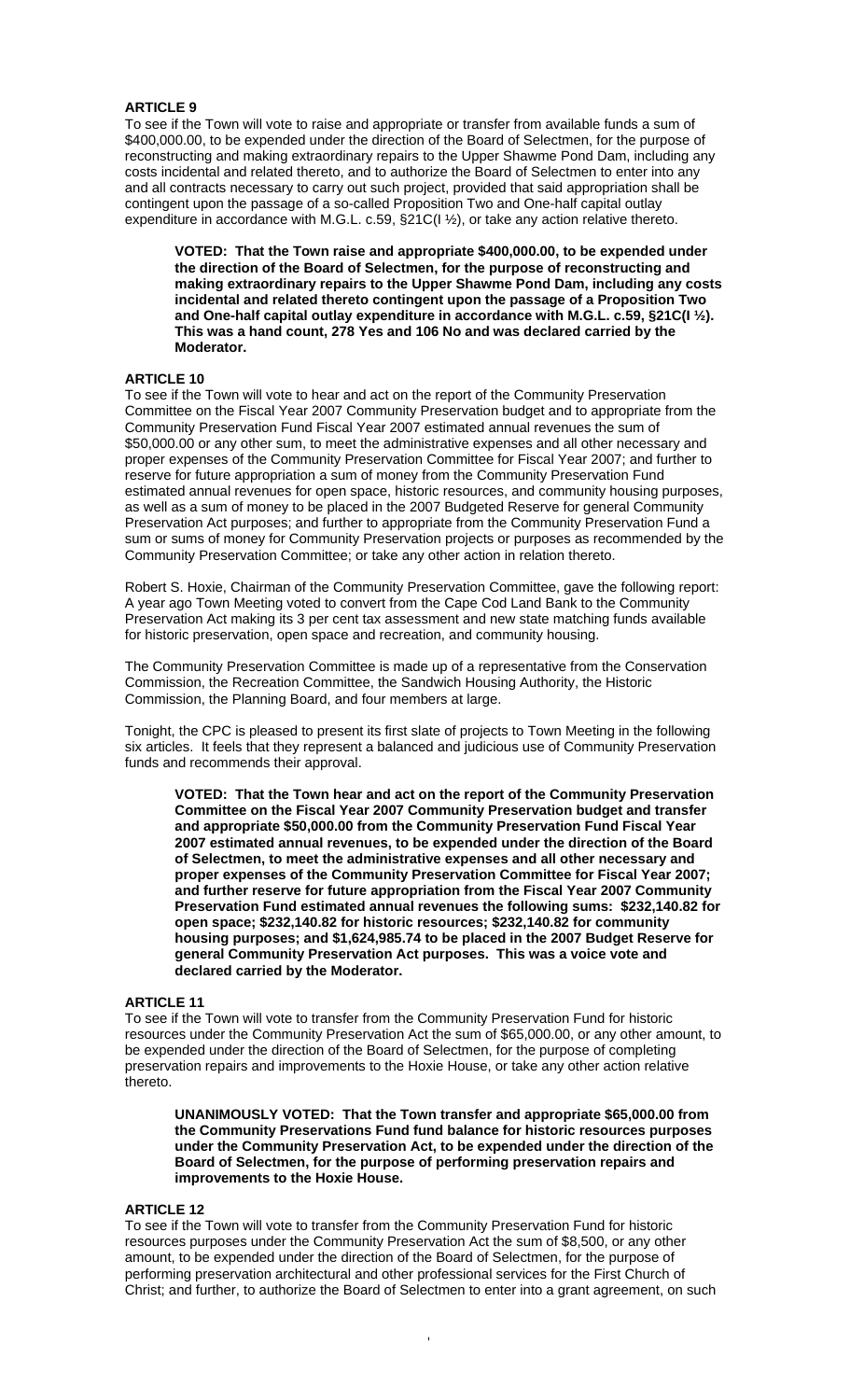**ARTICLE 9**

To see if the Town will vote to raise and appropriate or transfer from available funds a sum of $400,000.00, to be expended under the direction of the Board of Selectmen, for the purpose of reconstructing and making extraordinary repairs to the Upper Shawme Pond Dam, including any costs incidental and related thereto, and to authorize the Board of Selectmen to enter into any and all contracts necessary to carry out such project, provided that said appropriation shall be contingent upon the passage of a so-called Proposition Two and One-half capital outlay expenditure in accordance with M.G.L. c.59, §21C(I ½), or take any action relative thereto.

> **VOTED: That the Town raise and appropriate $400,000.00, to be expended under the direction of the Board of Selectmen, for the purpose of reconstructing and making extraordinary repairs to the Upper Shawme Pond Dam, including any costs incidental and related thereto contingent upon the passage of a Proposition Two and One-half capital outlay expenditure in accordance with M.G.L. c.59, §21C(I ½). This was a hand count, 278 Yes and 106 No and was declared carried by the Moderator.**

**ARTICLE 10**

To see if the Town will vote to hear and act on the report of the Community Preservation Committee on the Fiscal Year 2007 Community Preservation budget and to appropriate from the Community Preservation Fund Fiscal Year 2007 estimated annual revenues the sum of $50,000.00 or any other sum, to meet the administrative expenses and all other necessary and proper expenses of the Community Preservation Committee for Fiscal Year 2007; and further to reserve for future appropriation a sum of money from the Community Preservation Fund estimated annual revenues for open space, historic resources, and community housing purposes, as well as a sum of money to be placed in the 2007 Budgeted Reserve for general Community Preservation Act purposes; and further to appropriate from the Community Preservation Fund a sum or sums of money for Community Preservation projects or purposes as recommended by the Community Preservation Committee; or take any other action in relation thereto.

Robert S. Hoxie, Chairman of the Community Preservation Committee, gave the following report: A year ago Town Meeting voted to convert from the Cape Cod Land Bank to the Community Preservation Act making its 3 per cent tax assessment and new state matching funds available for historic preservation, open space and recreation, and community housing.

The Community Preservation Committee is made up of a representative from the Conservation Commission, the Recreation Committee, the Sandwich Housing Authority, the Historic Commission, the Planning Board, and four members at large.

Tonight, the CPC is pleased to present its first slate of projects to Town Meeting in the following six articles. It feels that they represent a balanced and judicious use of Community Preservation funds and recommends their approval.

> **VOTED: That the Town hear and act on the report of the Community Preservation Committee on the Fiscal Year 2007 Community Preservation budget and transfer and appropriate $50,000.00 from the Community Preservation Fund Fiscal Year 2007 estimated annual revenues, to be expended under the direction of the Board of Selectmen, to meet the administrative expenses and all other necessary and proper expenses of the Community Preservation Committee for Fiscal Year 2007; and further reserve for future appropriation from the Fiscal Year 2007 Community Preservation Fund estimated annual revenues the following sums: $232,140.82 for open space; $232,140.82 for historic resources; $232,140.82 for community housing purposes; and $1,624,985.74 to be placed in the 2007 Budget Reserve for general Community Preservation Act purposes. This was a voice vote and declared carried by the Moderator.**

**ARTICLE 11**

To see if the Town will vote to transfer from the Community Preservation Fund for historic resources under the Community Preservation Act the sum of $65,000.00, or any other amount, to be expended under the direction of the Board of Selectmen, for the purpose of completing preservation repairs and improvements to the Hoxie House, or take any other action relative thereto.

> **UNANIMOUSLY VOTED: That the Town transfer and appropriate $65,000.00 from the Community Preservations Fund fund balance for historic resources purposes under the Community Preservation Act, to be expended under the direction of the Board of Selectmen, for the purpose of performing preservation repairs and improvements to the Hoxie House.**

**ARTICLE 12**

To see if the Town will vote to transfer from the Community Preservation Fund for historic resources purposes under the Community Preservation Act the sum of $8,500, or any other amount, to be expended under the direction of the Board of Selectmen, for the purpose of performing preservation architectural and other professional services for the First Church of Christ; and further, to authorize the Board of Selectmen to enter into a grant agreement, on such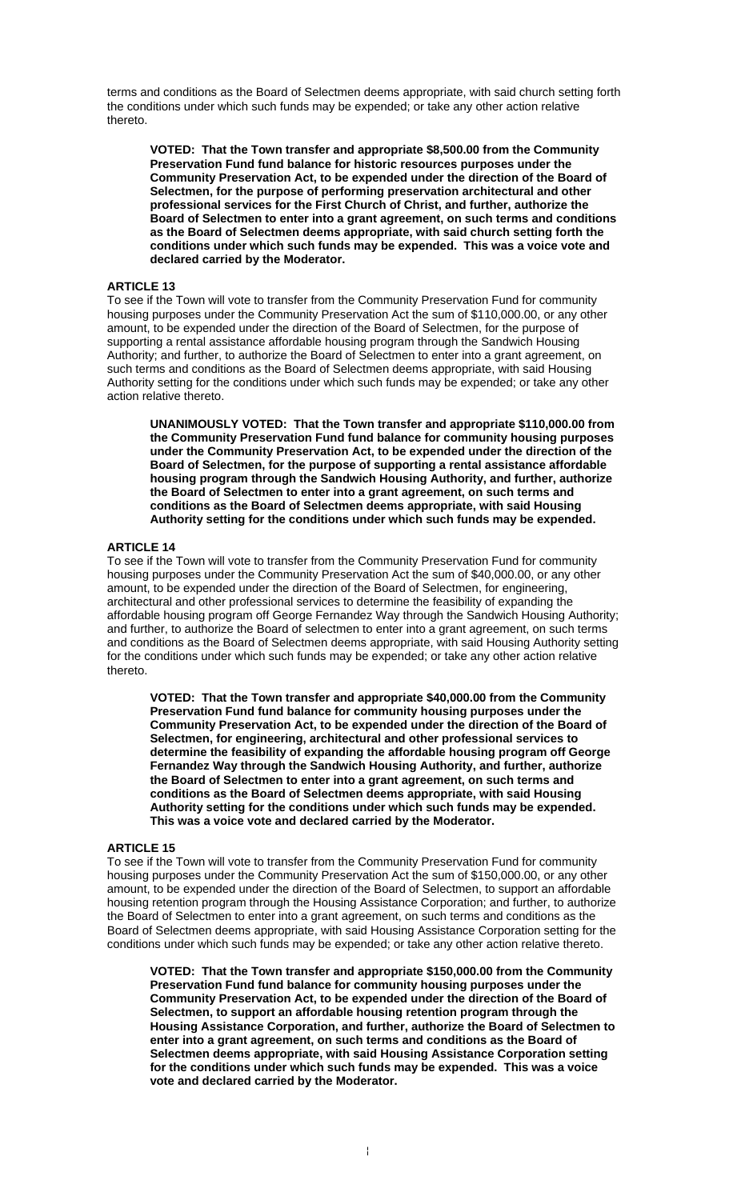terms and conditions as the Board of Selectmen deems appropriate, with said church setting forth the conditions under which such funds may be expended; or take any other action relative thereto.

> **VOTED: That the Town transfer and appropriate $8,500.00 from the Community Preservation Fund fund balance for historic resources purposes under the Community Preservation Act, to be expended under the direction of the Board of Selectmen, for the purpose of performing preservation architectural and other professional services for the First Church of Christ, and further, authorize the Board of Selectmen to enter into a grant agreement, on such terms and conditions as the Board of Selectmen deems appropriate, with said church setting forth the conditions under which such funds may be expended. This was a voice vote and declared carried by the Moderator.**

### ARTICLE 13

To see if the Town will vote to transfer from the Community Preservation Fund for community housing purposes under the Community Preservation Act the sum of $110,000.00, or any other amount, to be expended under the direction of the Board of Selectmen, for the purpose of supporting a rental assistance affordable housing program through the Sandwich Housing Authority; and further, to authorize the Board of Selectmen to enter into a grant agreement, on such terms and conditions as the Board of Selectmen deems appropriate, with said Housing Authority setting for the conditions under which such funds may be expended; or take any other action relative thereto.

> **UNANIMOUSLY VOTED: That the Town transfer and appropriate $110,000.00 from the Community Preservation Fund fund balance for community housing purposes under the Community Preservation Act, to be expended under the direction of the Board of Selectmen, for the purpose of supporting a rental assistance affordable housing program through the Sandwich Housing Authority, and further, authorize the Board of Selectmen to enter into a grant agreement, on such terms and conditions as the Board of Selectmen deems appropriate, with said Housing Authority setting for the conditions under which such funds may be expended.**

### ARTICLE 14

To see if the Town will vote to transfer from the Community Preservation Fund for community housing purposes under the Community Preservation Act the sum of $40,000.00, or any other amount, to be expended under the direction of the Board of Selectmen, for engineering, architectural and other professional services to determine the feasibility of expanding the affordable housing program off George Fernandez Way through the Sandwich Housing Authority; and further, to authorize the Board of selectmen to enter into a grant agreement, on such terms and conditions as the Board of Selectmen deems appropriate, with said Housing Authority setting for the conditions under which such funds may be expended; or take any other action relative thereto.

> **VOTED: That the Town transfer and appropriate $40,000.00 from the Community Preservation Fund fund balance for community housing purposes under the Community Preservation Act, to be expended under the direction of the Board of Selectmen, for engineering, architectural and other professional services to determine the feasibility of expanding the affordable housing program off George Fernandez Way through the Sandwich Housing Authority, and further, authorize the Board of Selectmen to enter into a grant agreement, on such terms and conditions as the Board of Selectmen deems appropriate, with said Housing Authority setting for the conditions under which such funds may be expended. This was a voice vote and declared carried by the Moderator.**

### ARTICLE 15

To see if the Town will vote to transfer from the Community Preservation Fund for community housing purposes under the Community Preservation Act the sum of $150,000.00, or any other amount, to be expended under the direction of the Board of Selectmen, to support an affordable housing retention program through the Housing Assistance Corporation; and further, to authorize the Board of Selectmen to enter into a grant agreement, on such terms and conditions as the Board of Selectmen deems appropriate, with said Housing Assistance Corporation setting for the conditions under which such funds may be expended; or take any other action relative thereto.

> **VOTED: That the Town transfer and appropriate $150,000.00 from the Community Preservation Fund fund balance for community housing purposes under the Community Preservation Act, to be expended under the direction of the Board of Selectmen, to support an affordable housing retention program through the Housing Assistance Corporation, and further, authorize the Board of Selectmen to enter into a grant agreement, on such terms and conditions as the Board of Selectmen deems appropriate, with said Housing Assistance Corporation setting for the conditions under which such funds may be expended. This was a voice vote and declared carried by the Moderator.**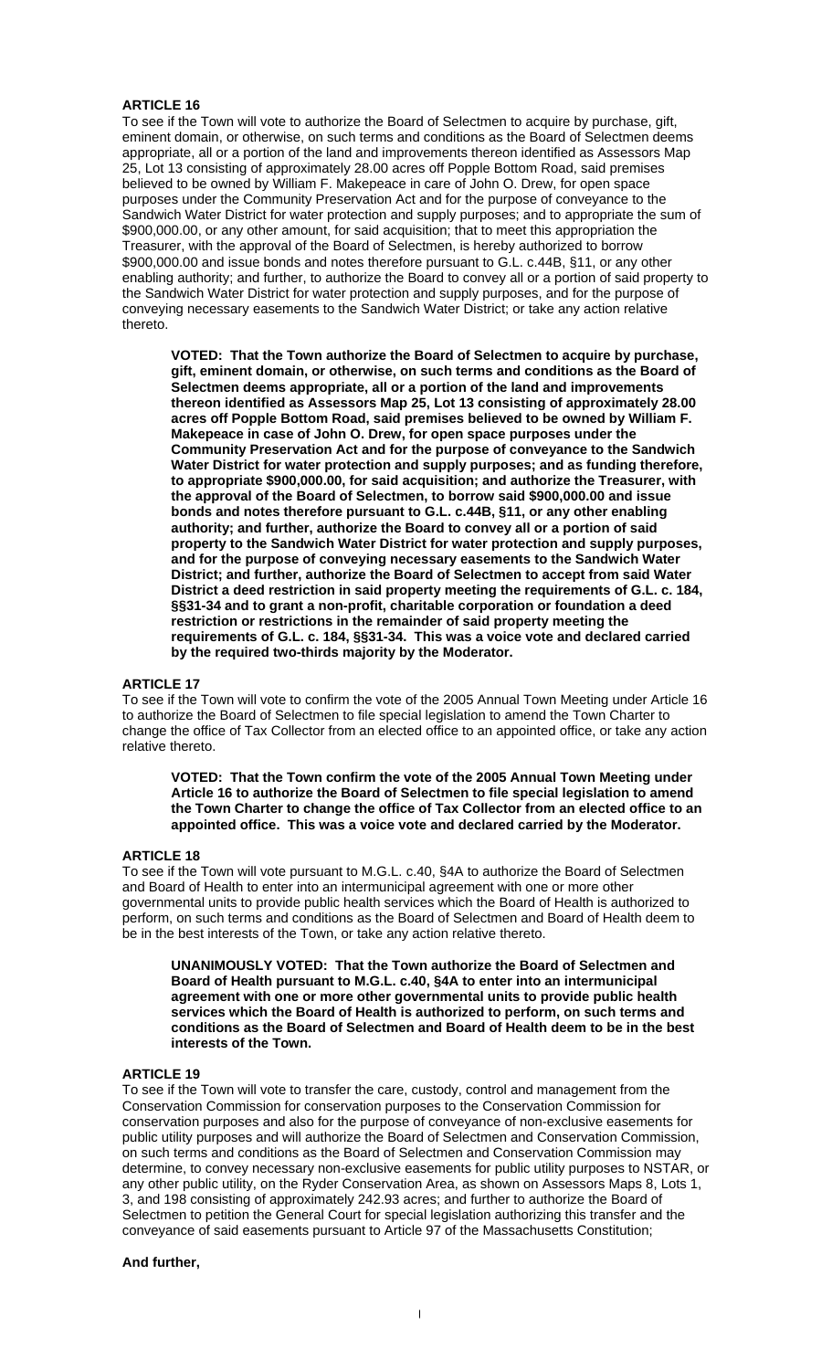## ARTICLE 16

To see if the Town will vote to authorize the Board of Selectmen to acquire by purchase, gift, eminent domain, or otherwise, on such terms and conditions as the Board of Selectmen deems appropriate, all or a portion of the land and improvements thereon identified as Assessors Map 25, Lot 13 consisting of approximately 28.00 acres off Popple Bottom Road, said premises believed to be owned by William F. Makepeace in care of John O. Drew, for open space purposes under the Community Preservation Act and for the purpose of conveyance to the Sandwich Water District for water protection and supply purposes; and to appropriate the sum of $900,000.00, or any other amount, for said acquisition; that to meet this appropriation the Treasurer, with the approval of the Board of Selectmen, is hereby authorized to borrow $900,000.00 and issue bonds and notes therefore pursuant to G.L. c.44B, §11, or any other enabling authority; and further, to authorize the Board to convey all or a portion of said property to the Sandwich Water District for water protection and supply purposes, and for the purpose of conveying necessary easements to the Sandwich Water District; or take any action relative thereto.

> **VOTED: That the Town authorize the Board of Selectmen to acquire by purchase, gift, eminent domain, or otherwise, on such terms and conditions as the Board of Selectmen deems appropriate, all or a portion of the land and improvements thereon identified as Assessors Map 25, Lot 13 consisting of approximately 28.00 acres off Popple Bottom Road, said premises believed to be owned by William F. Makepeace in case of John O. Drew, for open space purposes under the Community Preservation Act and for the purpose of conveyance to the Sandwich Water District for water protection and supply purposes; and as funding therefore, to appropriate $900,000.00, for said acquisition; and authorize the Treasurer, with the approval of the Board of Selectmen, to borrow said $900,000.00 and issue bonds and notes therefore pursuant to G.L. c.44B, §11, or any other enabling authority; and further, authorize the Board to convey all or a portion of said property to the Sandwich Water District for water protection and supply purposes, and for the purpose of conveying necessary easements to the Sandwich Water District; and further, authorize the Board of Selectmen to accept from said Water District a deed restriction in said property meeting the requirements of G.L. c. 184, §§31-34 and to grant a non-profit, charitable corporation or foundation a deed restriction or restrictions in the remainder of said property meeting the requirements of G.L. c. 184, §§31-34. This was a voice vote and declared carried by the required two-thirds majority by the Moderator.**

## ARTICLE 17

To see if the Town will vote to confirm the vote of the 2005 Annual Town Meeting under Article 16 to authorize the Board of Selectmen to file special legislation to amend the Town Charter to change the office of Tax Collector from an elected office to an appointed office, or take any action relative thereto.

> **VOTED: That the Town confirm the vote of the 2005 Annual Town Meeting under Article 16 to authorize the Board of Selectmen to file special legislation to amend the Town Charter to change the office of Tax Collector from an elected office to an appointed office. This was a voice vote and declared carried by the Moderator.**

## ARTICLE 18

To see if the Town will vote pursuant to M.G.L. c.40, §4A to authorize the Board of Selectmen and Board of Health to enter into an intermunicipal agreement with one or more other governmental units to provide public health services which the Board of Health is authorized to perform, on such terms and conditions as the Board of Selectmen and Board of Health deem to be in the best interests of the Town, or take any action relative thereto.

> **UNANIMOUSLY VOTED: That the Town authorize the Board of Selectmen and Board of Health pursuant to M.G.L. c.40, §4A to enter into an intermunicipal agreement with one or more other governmental units to provide public health services which the Board of Health is authorized to perform, on such terms and conditions as the Board of Selectmen and Board of Health deem to be in the best interests of the Town.**

## ARTICLE 19

To see if the Town will vote to transfer the care, custody, control and management from the Conservation Commission for conservation purposes to the Conservation Commission for conservation purposes and also for the purpose of conveyance of non-exclusive easements for public utility purposes and will authorize the Board of Selectmen and Conservation Commission, on such terms and conditions as the Board of Selectmen and Conservation Commission may determine, to convey necessary non-exclusive easements for public utility purposes to NSTAR, or any other public utility, on the Ryder Conservation Area, as shown on Assessors Maps 8, Lots 1, 3, and 198 consisting of approximately 242.93 acres; and further to authorize the Board of Selectmen to petition the General Court for special legislation authorizing this transfer and the conveyance of said easements pursuant to Article 97 of the Massachusetts Constitution;

**And further,**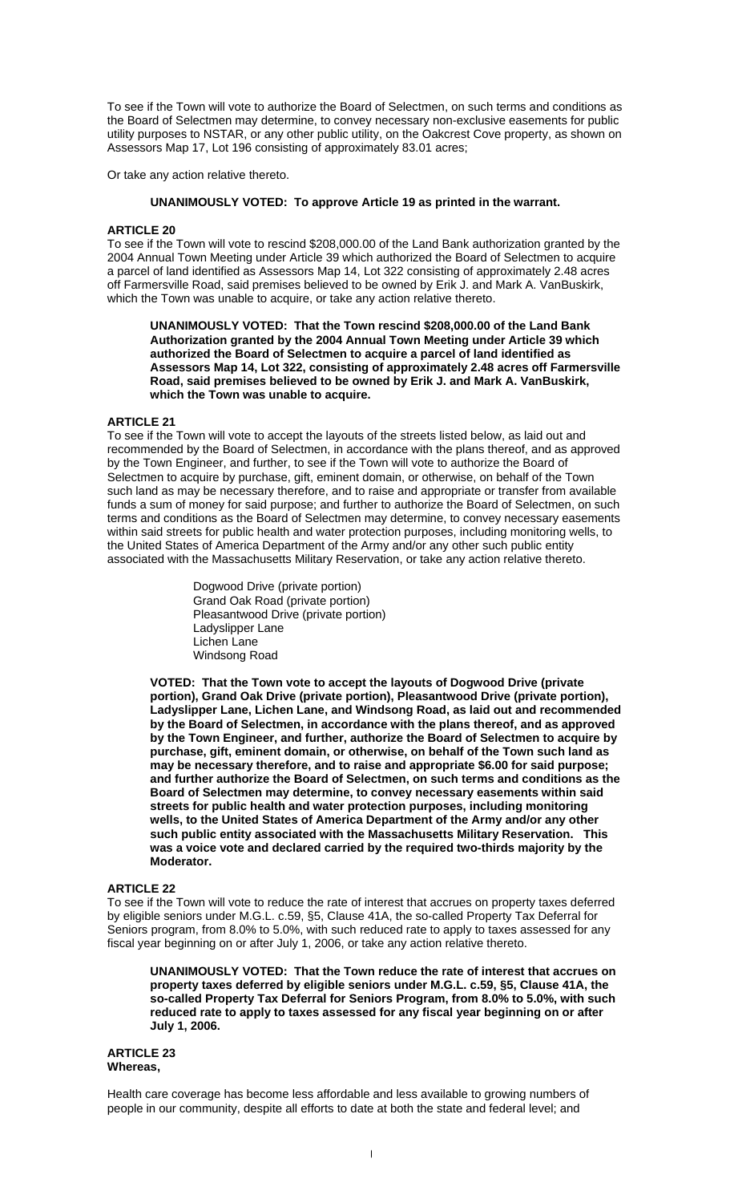To see if the Town will vote to authorize the Board of Selectmen, on such terms and conditions as the Board of Selectmen may determine, to convey necessary non-exclusive easements for public utility purposes to NSTAR, or any other public utility, on the Oakcrest Cove property, as shown on Assessors Map 17, Lot 196 consisting of approximately 83.01 acres;

Or take any action relative thereto.

**UNANIMOUSLY VOTED: To approve Article 19 as printed in the warrant.**

**ARTICLE 20**

To see if the Town will vote to rescind $208,000.00 of the Land Bank authorization granted by the 2004 Annual Town Meeting under Article 39 which authorized the Board of Selectmen to acquire a parcel of land identified as Assessors Map 14, Lot 322 consisting of approximately 2.48 acres off Farmersville Road, said premises believed to be owned by Erik J. and Mark A. VanBuskirk, which the Town was unable to acquire, or take any action relative thereto.

> **UNANIMOUSLY VOTED: That the Town rescind $208,000.00 of the Land Bank Authorization granted by the 2004 Annual Town Meeting under Article 39 which authorized the Board of Selectmen to acquire a parcel of land identified as Assessors Map 14, Lot 322, consisting of approximately 2.48 acres off Farmersville Road, said premises believed to be owned by Erik J. and Mark A. VanBuskirk, which the Town was unable to acquire.**

**ARTICLE 21**

To see if the Town will vote to accept the layouts of the streets listed below, as laid out and recommended by the Board of Selectmen, in accordance with the plans thereof, and as approved by the Town Engineer, and further, to see if the Town will vote to authorize the Board of Selectmen to acquire by purchase, gift, eminent domain, or otherwise, on behalf of the Town such land as may be necessary therefore, and to raise and appropriate or transfer from available funds a sum of money for said purpose; and further to authorize the Board of Selectmen, on such terms and conditions as the Board of Selectmen may determine, to convey necessary easements within said streets for public health and water protection purposes, including monitoring wells, to the United States of America Department of the Army and/or any other such public entity associated with the Massachusetts Military Reservation, or take any action relative thereto.

Dogwood Drive (private portion)
Grand Oak Road (private portion)
Pleasantwood Drive (private portion)
Ladyslipper Lane
Lichen Lane
Windsong Road

> **VOTED: That the Town vote to accept the layouts of Dogwood Drive (private portion), Grand Oak Drive (private portion), Pleasantwood Drive (private portion), Ladyslipper Lane, Lichen Lane, and Windsong Road, as laid out and recommended by the Board of Selectmen, in accordance with the plans thereof, and as approved by the Town Engineer, and further, authorize the Board of Selectmen to acquire by purchase, gift, eminent domain, or otherwise, on behalf of the Town such land as may be necessary therefore, and to raise and appropriate $6.00 for said purpose; and further authorize the Board of Selectmen, on such terms and conditions as the Board of Selectmen may determine, to convey necessary easements within said streets for public health and water protection purposes, including monitoring wells, to the United States of America Department of the Army and/or any other such public entity associated with the Massachusetts Military Reservation. This was a voice vote and declared carried by the required two-thirds majority by the Moderator.**

**ARTICLE 22**

To see if the Town will vote to reduce the rate of interest that accrues on property taxes deferred by eligible seniors under M.G.L. c.59, §5, Clause 41A, the so-called Property Tax Deferral for Seniors program, from 8.0% to 5.0%, with such reduced rate to apply to taxes assessed for any fiscal year beginning on or after July 1, 2006, or take any action relative thereto.

> **UNANIMOUSLY VOTED: That the Town reduce the rate of interest that accrues on property taxes deferred by eligible seniors under M.G.L. c.59, §5, Clause 41A, the so-called Property Tax Deferral for Seniors Program, from 8.0% to 5.0%, with such reduced rate to apply to taxes assessed for any fiscal year beginning on or after July 1, 2006.**

**ARTICLE 23**
**Whereas,**

Health care coverage has become less affordable and less available to growing numbers of people in our community, despite all efforts to date at both the state and federal level; and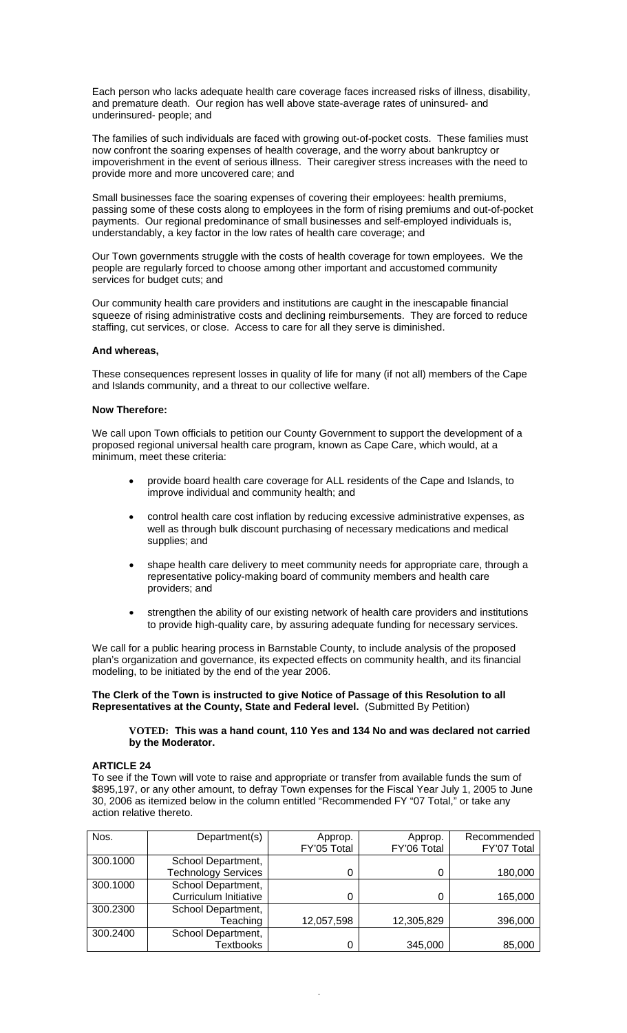Each person who lacks adequate health care coverage faces increased risks of illness, disability, and premature death. Our region has well above state-average rates of uninsured- and underinsured- people; and

The families of such individuals are faced with growing out-of-pocket costs. These families must now confront the soaring expenses of health coverage, and the worry about bankruptcy or impoverishment in the event of serious illness. Their caregiver stress increases with the need to provide more and more uncovered care; and

Small businesses face the soaring expenses of covering their employees: health premiums, passing some of these costs along to employees in the form of rising premiums and out-of-pocket payments. Our regional predominance of small businesses and self-employed individuals is, understandably, a key factor in the low rates of health care coverage; and

Our Town governments struggle with the costs of health coverage for town employees. We the people are regularly forced to choose among other important and accustomed community services for budget cuts; and

Our community health care providers and institutions are caught in the inescapable financial squeeze of rising administrative costs and declining reimbursements. They are forced to reduce staffing, cut services, or close. Access to care for all they serve is diminished.

**And whereas,**

These consequences represent losses in quality of life for many (if not all) members of the Cape and Islands community, and a threat to our collective welfare.

**Now Therefore:**

We call upon Town officials to petition our County Government to support the development of a proposed regional universal health care program, known as Cape Care, which would, at a minimum, meet these criteria:

- provide board health care coverage for ALL residents of the Cape and Islands, to improve individual and community health; and
- control health care cost inflation by reducing excessive administrative expenses, as well as through bulk discount purchasing of necessary medications and medical supplies; and
- shape health care delivery to meet community needs for appropriate care, through a representative policy-making board of community members and health care providers; and
- strengthen the ability of our existing network of health care providers and institutions to provide high-quality care, by assuring adequate funding for necessary services.

We call for a public hearing process in Barnstable County, to include analysis of the proposed plan's organization and governance, its expected effects on community health, and its financial modeling, to be initiated by the end of the year 2006.

**The Clerk of the Town is instructed to give Notice of Passage of this Resolution to all Representatives at the County, State and Federal level.** (Submitted By Petition)

> **VOTED: This was a hand count, 110 Yes and 134 No and was declared not carried by the Moderator.**

**ARTICLE 24**

To see if the Town will vote to raise and appropriate or transfer from available funds the sum of $895,197, or any other amount, to defray Town expenses for the Fiscal Year July 1, 2005 to June 30, 2006 as itemized below in the column entitled "Recommended FY "07 Total," or take any action relative thereto.

| Nos. | Department(s) | Approp. FY'05 Total | Approp. FY'06 Total | Recommended FY'07 Total |
|---|---|---|---|---|
| 300.1000 | School Department, Technology Services | 0 | 0 | 180,000 |
| 300.1000 | School Department, Curriculum Initiative | 0 | 0 | 165,000 |
| 300.2300 | School Department, Teaching | 12,057,598 | 12,305,829 | 396,000 |
| 300.2400 | School Department, Textbooks | 0 | 345,000 | 85,000 |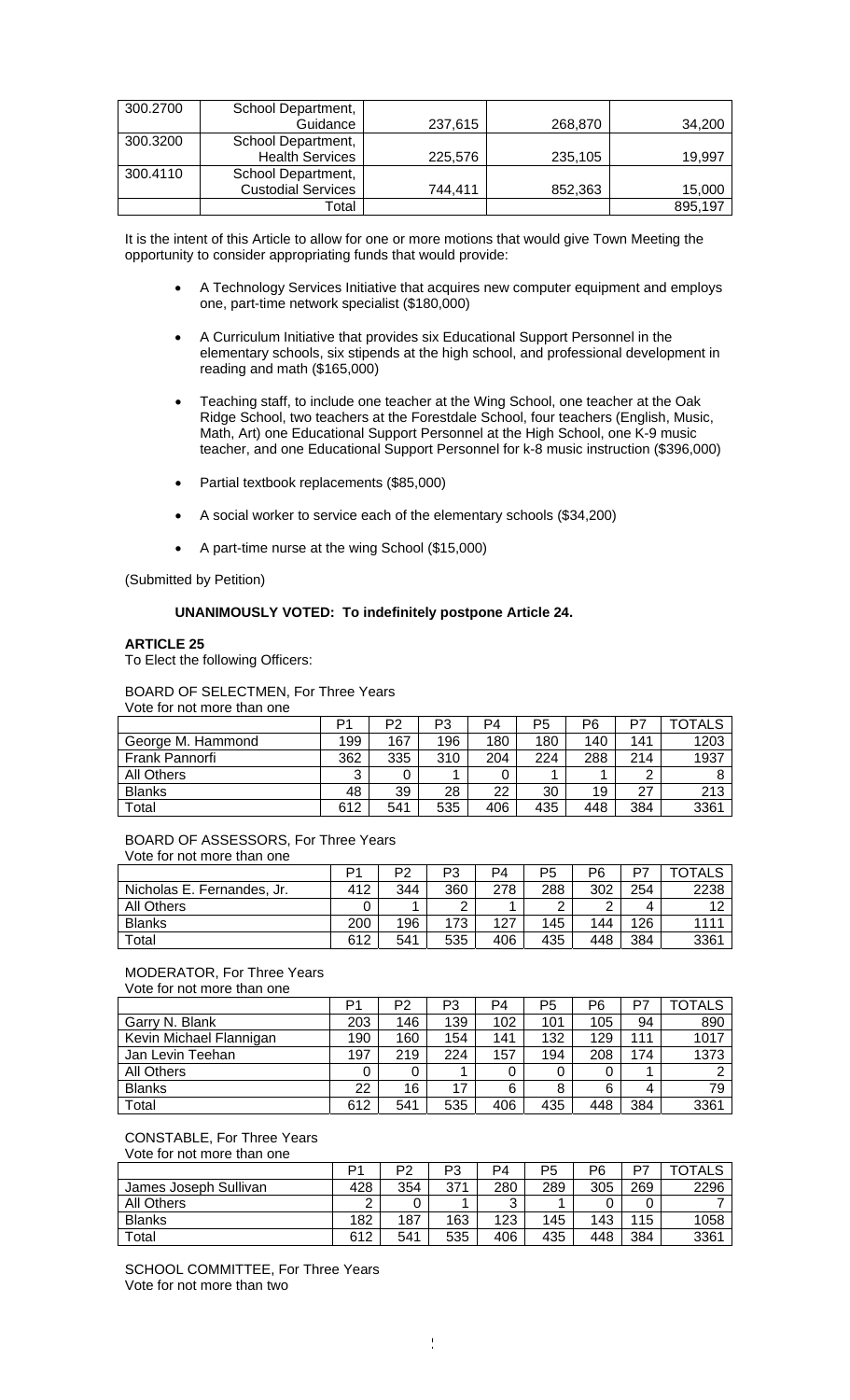| 300.2700 | School Department, Guidance | 237,615 | 268,870 | 34,200 |
|---|---|---|---|---|
| 300.3200 | School Department, Health Services | 225,576 | 235,105 | 19,997 |
| 300.4110 | School Department, Custodial Services | 744,411 | 852,363 | 15,000 |
| | Total | | | 895,197 |

It is the intent of this Article to allow for one or more motions that would give Town Meeting the opportunity to consider appropriating funds that would provide:

- A Technology Services Initiative that acquires new computer equipment and employs one, part-time network specialist ($180,000)
- A Curriculum Initiative that provides six Educational Support Personnel in the elementary schools, six stipends at the high school, and professional development in reading and math ($165,000)
- Teaching staff, to include one teacher at the Wing School, one teacher at the Oak Ridge School, two teachers at the Forestdale School, four teachers (English, Music, Math, Art) one Educational Support Personnel at the High School, one K-9 music teacher, and one Educational Support Personnel for k-8 music instruction ($396,000)
- Partial textbook replacements ($85,000)
- A social worker to service each of the elementary schools ($34,200)
- A part-time nurse at the wing School ($15,000)

(Submitted by Petition)

**UNANIMOUSLY VOTED: To indefinitely postpone Article 24.**

**ARTICLE 25**
To Elect the following Officers:

BOARD OF SELECTMEN, For Three Years
Vote for not more than one

| | P1 | P2 | P3 | P4 | P5 | P6 | P7 | TOTALS |
|---|---|---|---|---|---|---|---|---|
| George M. Hammond | 199 | 167 | 196 | 180 | 180 | 140 | 141 | 1203 |
| Frank Pannorfi | 362 | 335 | 310 | 204 | 224 | 288 | 214 | 1937 |
| All Others | 3 | 0 | 1 | 0 | 1 | 1 | 2 | 8 |
| Blanks | 48 | 39 | 28 | 22 | 30 | 19 | 27 | 213 |
| Total | 612 | 541 | 535 | 406 | 435 | 448 | 384 | 3361 |

BOARD OF ASSESSORS, For Three Years
Vote for not more than one

| | P1 | P2 | P3 | P4 | P5 | P6 | P7 | TOTALS |
|---|---|---|---|---|---|---|---|---|
| Nicholas E. Fernandes, Jr. | 412 | 344 | 360 | 278 | 288 | 302 | 254 | 2238 |
| All Others | 0 | 1 | 2 | 1 | 2 | 2 | 4 | 12 |
| Blanks | 200 | 196 | 173 | 127 | 145 | 144 | 126 | 1111 |
| Total | 612 | 541 | 535 | 406 | 435 | 448 | 384 | 3361 |

MODERATOR, For Three Years
Vote for not more than one

| | P1 | P2 | P3 | P4 | P5 | P6 | P7 | TOTALS |
|---|---|---|---|---|---|---|---|---|
| Garry N. Blank | 203 | 146 | 139 | 102 | 101 | 105 | 94 | 890 |
| Kevin Michael Flannigan | 190 | 160 | 154 | 141 | 132 | 129 | 111 | 1017 |
| Jan Levin Teehan | 197 | 219 | 224 | 157 | 194 | 208 | 174 | 1373 |
| All Others | 0 | 0 | 1 | 0 | 0 | 0 | 1 | 2 |
| Blanks | 22 | 16 | 17 | 6 | 8 | 6 | 4 | 79 |
| Total | 612 | 541 | 535 | 406 | 435 | 448 | 384 | 3361 |

CONSTABLE, For Three Years
Vote for not more than one

| | P1 | P2 | P3 | P4 | P5 | P6 | P7 | TOTALS |
|---|---|---|---|---|---|---|---|---|
| James Joseph Sullivan | 428 | 354 | 371 | 280 | 289 | 305 | 269 | 2296 |
| All Others | 2 | 0 | 1 | 3 | 1 | 0 | 0 | 7 |
| Blanks | 182 | 187 | 163 | 123 | 145 | 143 | 115 | 1058 |
| Total | 612 | 541 | 535 | 406 | 435 | 448 | 384 | 3361 |

SCHOOL COMMITTEE, For Three Years
Vote for not more than two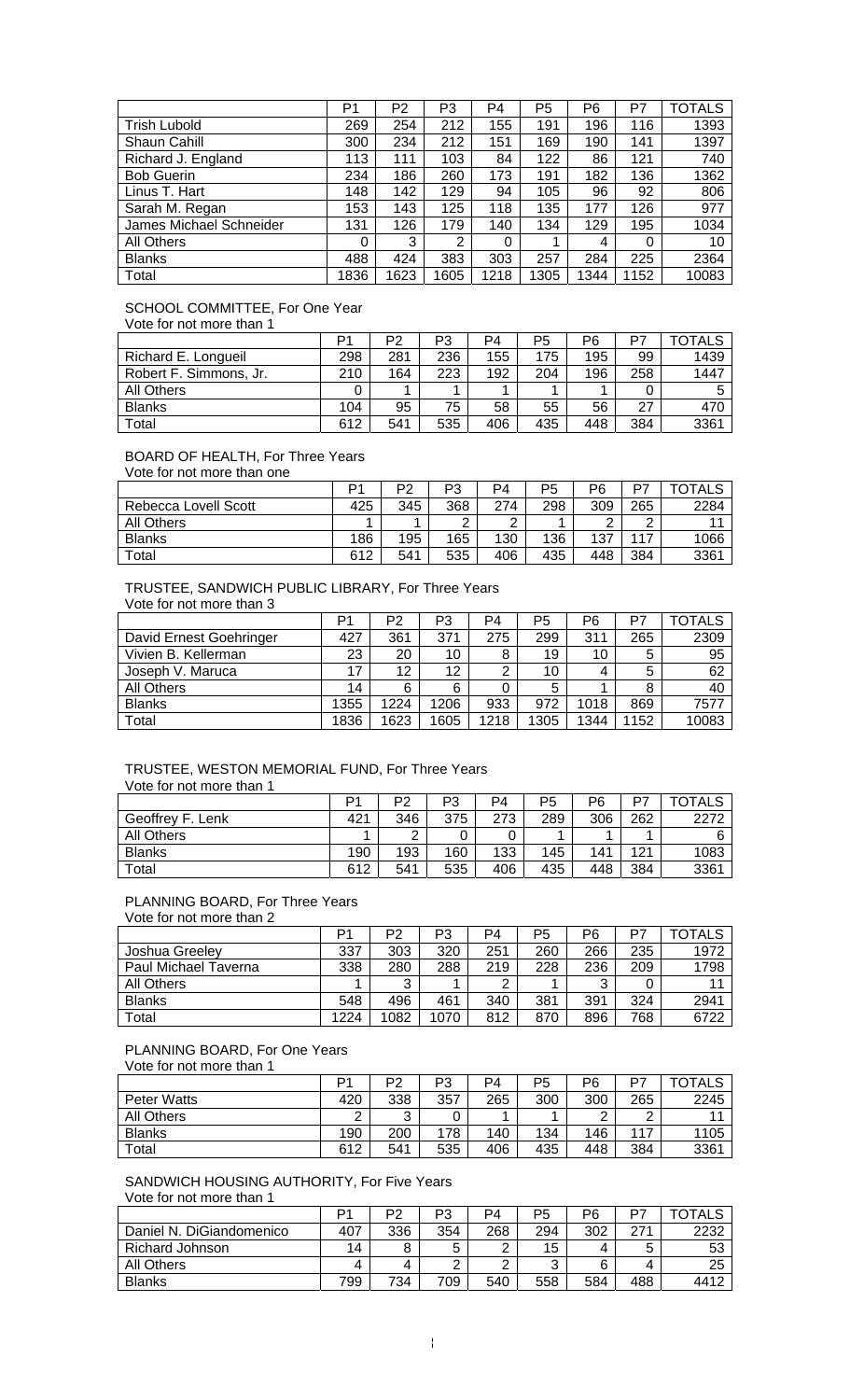| | P1 | P2 | P3 | P4 | P5 | P6 | P7 | TOTALS |
|---|---|---|---|---|---|---|---|---|
| Trish Lubold | 269 | 254 | 212 | 155 | 191 | 196 | 116 | 1393 |
| Shaun Cahill | 300 | 234 | 212 | 151 | 169 | 190 | 141 | 1397 |
| Richard J. England | 113 | 111 | 103 | 84 | 122 | 86 | 121 | 740 |
| Bob Guerin | 234 | 186 | 260 | 173 | 191 | 182 | 136 | 1362 |
| Linus T. Hart | 148 | 142 | 129 | 94 | 105 | 96 | 92 | 806 |
| Sarah M. Regan | 153 | 143 | 125 | 118 | 135 | 177 | 126 | 977 |
| James Michael Schneider | 131 | 126 | 179 | 140 | 134 | 129 | 195 | 1034 |
| All Others | 0 | 3 | 2 | 0 | 1 | 4 | 0 | 10 |
| Blanks | 488 | 424 | 383 | 303 | 257 | 284 | 225 | 2364 |
| Total | 1836 | 1623 | 1605 | 1218 | 1305 | 1344 | 1152 | 10083 |

SCHOOL COMMITTEE, For One Year
Vote for not more than 1

| | P1 | P2 | P3 | P4 | P5 | P6 | P7 | TOTALS |
|---|---|---|---|---|---|---|---|---|
| Richard E. Longueil | 298 | 281 | 236 | 155 | 175 | 195 | 99 | 1439 |
| Robert F. Simmons, Jr. | 210 | 164 | 223 | 192 | 204 | 196 | 258 | 1447 |
| All Others | 0 | 1 | 1 | 1 | 1 | 1 | 0 | 5 |
| Blanks | 104 | 95 | 75 | 58 | 55 | 56 | 27 | 470 |
| Total | 612 | 541 | 535 | 406 | 435 | 448 | 384 | 3361 |

BOARD OF HEALTH, For Three Years
Vote for not more than one

| | P1 | P2 | P3 | P4 | P5 | P6 | P7 | TOTALS |
|---|---|---|---|---|---|---|---|---|
| Rebecca Lovell Scott | 425 | 345 | 368 | 274 | 298 | 309 | 265 | 2284 |
| All Others | 1 | 1 | 2 | 2 | 1 | 2 | 2 | 11 |
| Blanks | 186 | 195 | 165 | 130 | 136 | 137 | 117 | 1066 |
| Total | 612 | 541 | 535 | 406 | 435 | 448 | 384 | 3361 |

TRUSTEE, SANDWICH PUBLIC LIBRARY, For Three Years
Vote for not more than 3

| | P1 | P2 | P3 | P4 | P5 | P6 | P7 | TOTALS |
|---|---|---|---|---|---|---|---|---|
| David Ernest Goehringer | 427 | 361 | 371 | 275 | 299 | 311 | 265 | 2309 |
| Vivien B. Kellerman | 23 | 20 | 10 | 8 | 19 | 10 | 5 | 95 |
| Joseph V. Maruca | 17 | 12 | 12 | 2 | 10 | 4 | 5 | 62 |
| All Others | 14 | 6 | 6 | 0 | 5 | 1 | 8 | 40 |
| Blanks | 1355 | 1224 | 1206 | 933 | 972 | 1018 | 869 | 7577 |
| Total | 1836 | 1623 | 1605 | 1218 | 1305 | 1344 | 1152 | 10083 |

TRUSTEE, WESTON MEMORIAL FUND, For Three Years
Vote for not more than 1

| | P1 | P2 | P3 | P4 | P5 | P6 | P7 | TOTALS |
|---|---|---|---|---|---|---|---|---|
| Geoffrey F. Lenk | 421 | 346 | 375 | 273 | 289 | 306 | 262 | 2272 |
| All Others | 1 | 2 | 0 | 0 | 1 | 1 | 1 | 6 |
| Blanks | 190 | 193 | 160 | 133 | 145 | 141 | 121 | 1083 |
| Total | 612 | 541 | 535 | 406 | 435 | 448 | 384 | 3361 |

PLANNING BOARD, For Three Years
Vote for not more than 2

| | P1 | P2 | P3 | P4 | P5 | P6 | P7 | TOTALS |
|---|---|---|---|---|---|---|---|---|
| Joshua Greeley | 337 | 303 | 320 | 251 | 260 | 266 | 235 | 1972 |
| Paul Michael Taverna | 338 | 280 | 288 | 219 | 228 | 236 | 209 | 1798 |
| All Others | 1 | 3 | 1 | 2 | 1 | 3 | 0 | 11 |
| Blanks | 548 | 496 | 461 | 340 | 381 | 391 | 324 | 2941 |
| Total | 1224 | 1082 | 1070 | 812 | 870 | 896 | 768 | 6722 |

PLANNING BOARD, For One Years
Vote for not more than 1

| | P1 | P2 | P3 | P4 | P5 | P6 | P7 | TOTALS |
|---|---|---|---|---|---|---|---|---|
| Peter Watts | 420 | 338 | 357 | 265 | 300 | 300 | 265 | 2245 |
| All Others | 2 | 3 | 0 | 1 | 1 | 2 | 2 | 11 |
| Blanks | 190 | 200 | 178 | 140 | 134 | 146 | 117 | 1105 |
| Total | 612 | 541 | 535 | 406 | 435 | 448 | 384 | 3361 |

SANDWICH HOUSING AUTHORITY, For Five Years
Vote for not more than 1

| | P1 | P2 | P3 | P4 | P5 | P6 | P7 | TOTALS |
|---|---|---|---|---|---|---|---|---|
| Daniel N. DiGiandomenico | 407 | 336 | 354 | 268 | 294 | 302 | 271 | 2232 |
| Richard Johnson | 14 | 8 | 5 | 2 | 15 | 4 | 5 | 53 |
| All Others | 4 | 4 | 2 | 2 | 3 | 6 | 4 | 25 |
| Blanks | 799 | 734 | 709 | 540 | 558 | 584 | 488 | 4412 |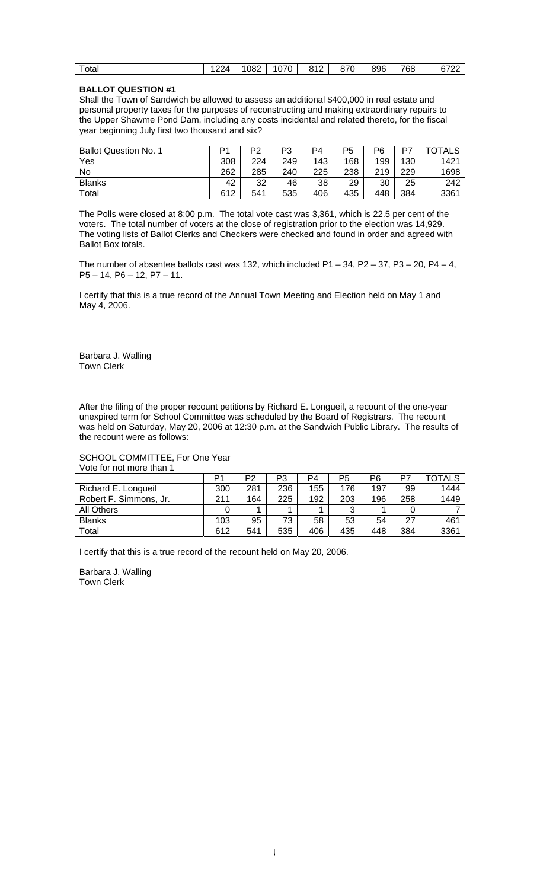| Total | 1224 | 1082 | 1070 | 812 | 870 | 896 | 768 | 6722 |
|---|---|---|---|---|---|---|---|---|

**BALLOT QUESTION #1**

Shall the Town of Sandwich be allowed to assess an additional $400,000 in real estate and personal property taxes for the purposes of reconstructing and making extraordinary repairs to the Upper Shawme Pond Dam, including any costs incidental and related thereto, for the fiscal year beginning July first two thousand and six?

| Ballot Question No. 1 | P1 | P2 | P3 | P4 | P5 | P6 | P7 | TOTALS |
|---|---|---|---|---|---|---|---|---|
| Yes | 308 | 224 | 249 | 143 | 168 | 199 | 130 | 1421 |
| No | 262 | 285 | 240 | 225 | 238 | 219 | 229 | 1698 |
| Blanks | 42 | 32 | 46 | 38 | 29 | 30 | 25 | 242 |
| Total | 612 | 541 | 535 | 406 | 435 | 448 | 384 | 3361 |

The Polls were closed at 8:00 p.m. The total vote cast was 3,361, which is 22.5 per cent of the voters. The total number of voters at the close of registration prior to the election was 14,929. The voting lists of Ballot Clerks and Checkers were checked and found in order and agreed with Ballot Box totals.

The number of absentee ballots cast was 132, which included P1 – 34, P2 – 37, P3 – 20, P4 – 4, P5 – 14, P6 – 12, P7 – 11.

I certify that this is a true record of the Annual Town Meeting and Election held on May 1 and May 4, 2006.

Barbara J. Walling
Town Clerk

After the filing of the proper recount petitions by Richard E. Longueil, a recount of the one-year unexpired term for School Committee was scheduled by the Board of Registrars. The recount was held on Saturday, May 20, 2006 at 12:30 p.m. at the Sandwich Public Library. The results of the recount were as follows:

SCHOOL COMMITTEE, For One Year
Vote for not more than 1

| | P1 | P2 | P3 | P4 | P5 | P6 | P7 | TOTALS |
|---|---|---|---|---|---|---|---|---|
| Richard E. Longueil | 300 | 281 | 236 | 155 | 176 | 197 | 99 | 1444 |
| Robert F. Simmons, Jr. | 211 | 164 | 225 | 192 | 203 | 196 | 258 | 1449 |
| All Others | 0 | 1 | 1 | 1 | 3 | 1 | 0 | 7 |
| Blanks | 103 | 95 | 73 | 58 | 53 | 54 | 27 | 461 |
| Total | 612 | 541 | 535 | 406 | 435 | 448 | 384 | 3361 |

I certify that this is a true record of the recount held on May 20, 2006.

Barbara J. Walling
Town Clerk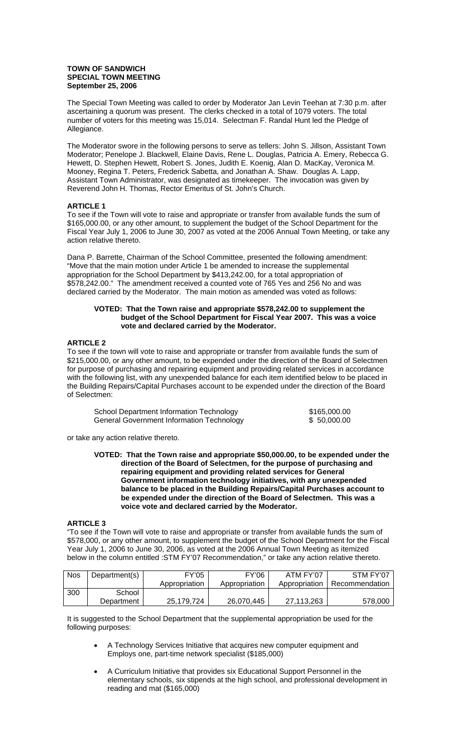**TOWN OF SANDWICH**
**SPECIAL TOWN MEETING**
**September 25, 2006**

The Special Town Meeting was called to order by Moderator Jan Levin Teehan at 7:30 p.m. after ascertaining a quorum was present. The clerks checked in a total of 1079 voters. The total number of voters for this meeting was 15,014. Selectman F. Randal Hunt led the Pledge of Allegiance.

The Moderator swore in the following persons to serve as tellers: John S. Jillson, Assistant Town Moderator; Penelope J. Blackwell, Elaine Davis, Rene L. Douglas, Patricia A. Emery, Rebecca G. Hewett, D. Stephen Hewett, Robert S. Jones, Judith E. Koenig, Alan D. MacKay, Veronica M. Mooney, Regina T. Peters, Frederick Sabetta, and Jonathan A. Shaw. Douglas A. Lapp, Assistant Town Administrator, was designated as timekeeper. The invocation was given by Reverend John H. Thomas, Rector Emeritus of St. John's Church.

**ARTICLE 1**

To see if the Town will vote to raise and appropriate or transfer from available funds the sum of $165,000.00, or any other amount, to supplement the budget of the School Department for the Fiscal Year July 1, 2006 to June 30, 2007 as voted at the 2006 Annual Town Meeting, or take any action relative thereto.

Dana P. Barrette, Chairman of the School Committee, presented the following amendment: "Move that the main motion under Article 1 be amended to increase the supplemental appropriation for the School Department by $413,242.00, for a total appropriation of $578,242.00." The amendment received a counted vote of 765 Yes and 256 No and was declared carried by the Moderator. The main motion as amended was voted as follows:

> **VOTED: That the Town raise and appropriate $578,242.00 to supplement the budget of the School Department for Fiscal Year 2007. This was a voice vote and declared carried by the Moderator.**

**ARTICLE 2**

To see if the town will vote to raise and appropriate or transfer from available funds the sum of $215,000.00, or any other amount, to be expended under the direction of the Board of Selectmen for purpose of purchasing and repairing equipment and providing related services in accordance with the following list, with any unexpended balance for each item identified below to be placed in the Building Repairs/Capital Purchases account to be expended under the direction of the Board of Selectmen:

| | |
|---|---|
| School Department Information Technology | $165,000.00 |
| General Government Information Technology | $ 50,000.00 |

or take any action relative thereto.

> **VOTED: That the Town raise and appropriate $50,000.00, to be expended under the direction of the Board of Selectmen, for the purpose of purchasing and repairing equipment and providing related services for General Government information technology initiatives, with any unexpended balance to be placed in the Building Repairs/Capital Purchases account to be expended under the direction of the Board of Selectmen. This was a voice vote and declared carried by the Moderator.**

**ARTICLE 3**

"To see if the Town will vote to raise and appropriate or transfer from available funds the sum of $578,000, or any other amount, to supplement the budget of the School Department for the Fiscal Year July 1, 2006 to June 30, 2006, as voted at the 2006 Annual Town Meeting as itemized below in the column entitled :STM FY'07 Recommendation," or take any action relative thereto.

| Nos | Department(s) | FY'05 Appropriation | FY'06 Appropriation | ATM FY'07 Appropriation | STM FY'07 Recommendation |
|---|---|---|---|---|---|
| 300 | School Department | 25,179,724 | 26,070,445 | 27,113,263 | 578,000 |

It is suggested to the School Department that the supplemental appropriation be used for the following purposes:

- A Technology Services Initiative that acquires new computer equipment and Employs one, part-time network specialist ($185,000)
- A Curriculum Initiative that provides six Educational Support Personnel in the elementary schools, six stipends at the high school, and professional development in reading and mat ($165,000)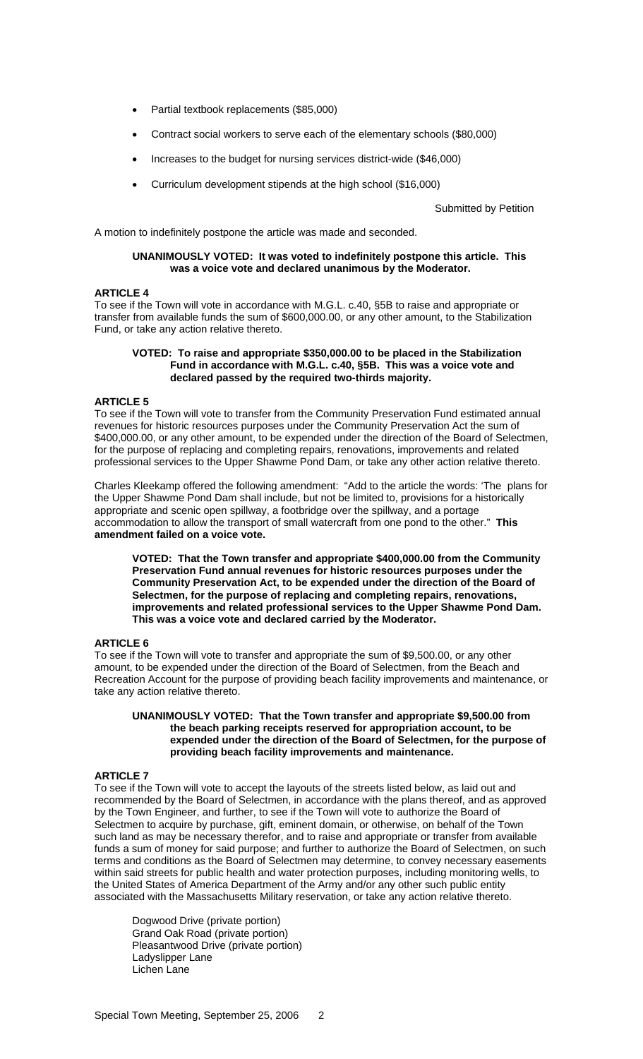- Partial textbook replacements ($85,000)
- Contract social workers to serve each of the elementary schools ($80,000)
- Increases to the budget for nursing services district-wide ($46,000)
- Curriculum development stipends at the high school ($16,000)

Submitted by Petition

A motion to indefinitely postpone the article was made and seconded.

**UNANIMOUSLY VOTED: It was voted to indefinitely postpone this article. This was a voice vote and declared unanimous by the Moderator.**

**ARTICLE 4**

To see if the Town will vote in accordance with M.G.L. c.40, §5B to raise and appropriate or transfer from available funds the sum of $600,000.00, or any other amount, to the Stabilization Fund, or take any action relative thereto.

**VOTED: To raise and appropriate $350,000.00 to be placed in the Stabilization Fund in accordance with M.G.L. c.40, §5B. This was a voice vote and declared passed by the required two-thirds majority.**

**ARTICLE 5**

To see if the Town will vote to transfer from the Community Preservation Fund estimated annual revenues for historic resources purposes under the Community Preservation Act the sum of $400,000.00, or any other amount, to be expended under the direction of the Board of Selectmen, for the purpose of replacing and completing repairs, renovations, improvements and related professional services to the Upper Shawme Pond Dam, or take any other action relative thereto.

Charles Kleekamp offered the following amendment: "Add to the article the words: 'The plans for the Upper Shawme Pond Dam shall include, but not be limited to, provisions for a historically appropriate and scenic open spillway, a footbridge over the spillway, and a portage accommodation to allow the transport of small watercraft from one pond to the other." **This amendment failed on a voice vote.**

**VOTED: That the Town transfer and appropriate $400,000.00 from the Community Preservation Fund annual revenues for historic resources purposes under the Community Preservation Act, to be expended under the direction of the Board of Selectmen, for the purpose of replacing and completing repairs, renovations, improvements and related professional services to the Upper Shawme Pond Dam. This was a voice vote and declared carried by the Moderator.**

**ARTICLE 6**

To see if the Town will vote to transfer and appropriate the sum of $9,500.00, or any other amount, to be expended under the direction of the Board of Selectmen, from the Beach and Recreation Account for the purpose of providing beach facility improvements and maintenance, or take any action relative thereto.

**UNANIMOUSLY VOTED: That the Town transfer and appropriate $9,500.00 from the beach parking receipts reserved for appropriation account, to be expended under the direction of the Board of Selectmen, for the purpose of providing beach facility improvements and maintenance.**

**ARTICLE 7**

To see if the Town will vote to accept the layouts of the streets listed below, as laid out and recommended by the Board of Selectmen, in accordance with the plans thereof, and as approved by the Town Engineer, and further, to see if the Town will vote to authorize the Board of Selectmen to acquire by purchase, gift, eminent domain, or otherwise, on behalf of the Town such land as may be necessary therefor, and to raise and appropriate or transfer from available funds a sum of money for said purpose; and further to authorize the Board of Selectmen, on such terms and conditions as the Board of Selectmen may determine, to convey necessary easements within said streets for public health and water protection purposes, including monitoring wells, to the United States of America Department of the Army and/or any other such public entity associated with the Massachusetts Military reservation, or take any action relative thereto.

Dogwood Drive (private portion)
Grand Oak Road (private portion)
Pleasantwood Drive (private portion)
Ladyslipper Lane
Lichen Lane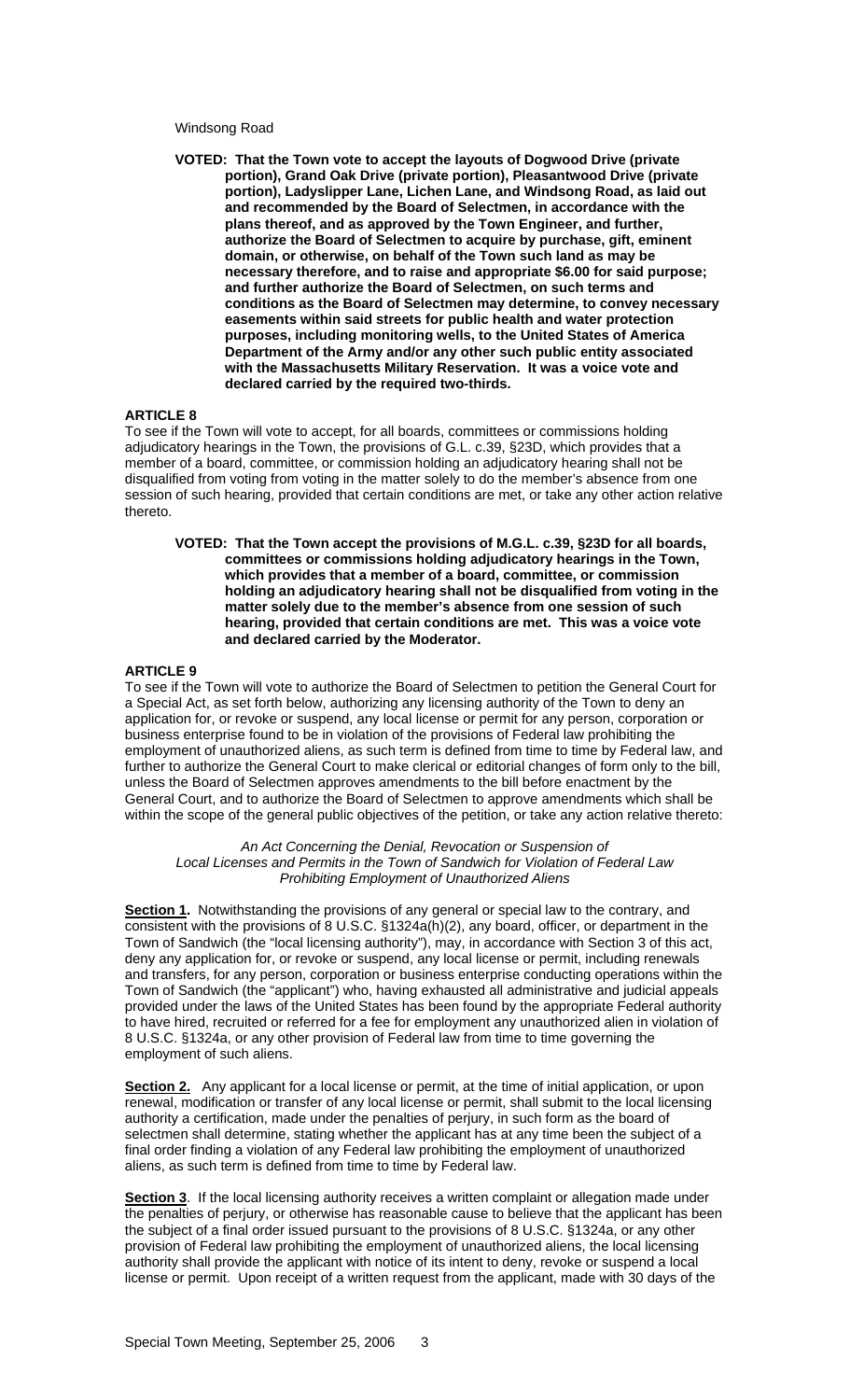Windsong Road

> **VOTED: That the Town vote to accept the layouts of Dogwood Drive (private portion), Grand Oak Drive (private portion), Pleasantwood Drive (private portion), Ladyslipper Lane, Lichen Lane, and Windsong Road, as laid out and recommended by the Board of Selectmen, in accordance with the plans thereof, and as approved by the Town Engineer, and further, authorize the Board of Selectmen to acquire by purchase, gift, eminent domain, or otherwise, on behalf of the Town such land as may be necessary therefore, and to raise and appropriate $6.00 for said purpose; and further authorize the Board of Selectmen, on such terms and conditions as the Board of Selectmen may determine, to convey necessary easements within said streets for public health and water protection purposes, including monitoring wells, to the United States of America Department of the Army and/or any other such public entity associated with the Massachusetts Military Reservation. It was a voice vote and declared carried by the required two-thirds.**

## ARTICLE 8

To see if the Town will vote to accept, for all boards, committees or commissions holding adjudicatory hearings in the Town, the provisions of G.L. c.39, §23D, which provides that a member of a board, committee, or commission holding an adjudicatory hearing shall not be disqualified from voting from voting in the matter solely to do the member's absence from one session of such hearing, provided that certain conditions are met, or take any other action relative thereto.

> **VOTED: That the Town accept the provisions of M.G.L. c.39, §23D for all boards, committees or commissions holding adjudicatory hearings in the Town, which provides that a member of a board, committee, or commission holding an adjudicatory hearing shall not be disqualified from voting in the matter solely due to the member's absence from one session of such hearing, provided that certain conditions are met. This was a voice vote and declared carried by the Moderator.**

## ARTICLE 9

To see if the Town will vote to authorize the Board of Selectmen to petition the General Court for a Special Act, as set forth below, authorizing any licensing authority of the Town to deny an application for, or revoke or suspend, any local license or permit for any person, corporation or business enterprise found to be in violation of the provisions of Federal law prohibiting the employment of unauthorized aliens, as such term is defined from time to time by Federal law, and further to authorize the General Court to make clerical or editorial changes of form only to the bill, unless the Board of Selectmen approves amendments to the bill before enactment by the General Court, and to authorize the Board of Selectmen to approve amendments which shall be within the scope of the general public objectives of the petition, or take any action relative thereto:

*An Act Concerning the Denial, Revocation or Suspension of Local Licenses and Permits in the Town of Sandwich for Violation of Federal Law Prohibiting Employment of Unauthorized Aliens*

**Section 1.** Notwithstanding the provisions of any general or special law to the contrary, and consistent with the provisions of 8 U.S.C. §1324a(h)(2), any board, officer, or department in the Town of Sandwich (the "local licensing authority"), may, in accordance with Section 3 of this act, deny any application for, or revoke or suspend, any local license or permit, including renewals and transfers, for any person, corporation or business enterprise conducting operations within the Town of Sandwich (the "applicant") who, having exhausted all administrative and judicial appeals provided under the laws of the United States has been found by the appropriate Federal authority to have hired, recruited or referred for a fee for employment any unauthorized alien in violation of 8 U.S.C. §1324a, or any other provision of Federal law from time to time governing the employment of such aliens.

**Section 2.** Any applicant for a local license or permit, at the time of initial application, or upon renewal, modification or transfer of any local license or permit, shall submit to the local licensing authority a certification, made under the penalties of perjury, in such form as the board of selectmen shall determine, stating whether the applicant has at any time been the subject of a final order finding a violation of any Federal law prohibiting the employment of unauthorized aliens, as such term is defined from time to time by Federal law.

**Section 3**. If the local licensing authority receives a written complaint or allegation made under the penalties of perjury, or otherwise has reasonable cause to believe that the applicant has been the subject of a final order issued pursuant to the provisions of 8 U.S.C. §1324a, or any other provision of Federal law prohibiting the employment of unauthorized aliens, the local licensing authority shall provide the applicant with notice of its intent to deny, revoke or suspend a local license or permit. Upon receipt of a written request from the applicant, made with 30 days of the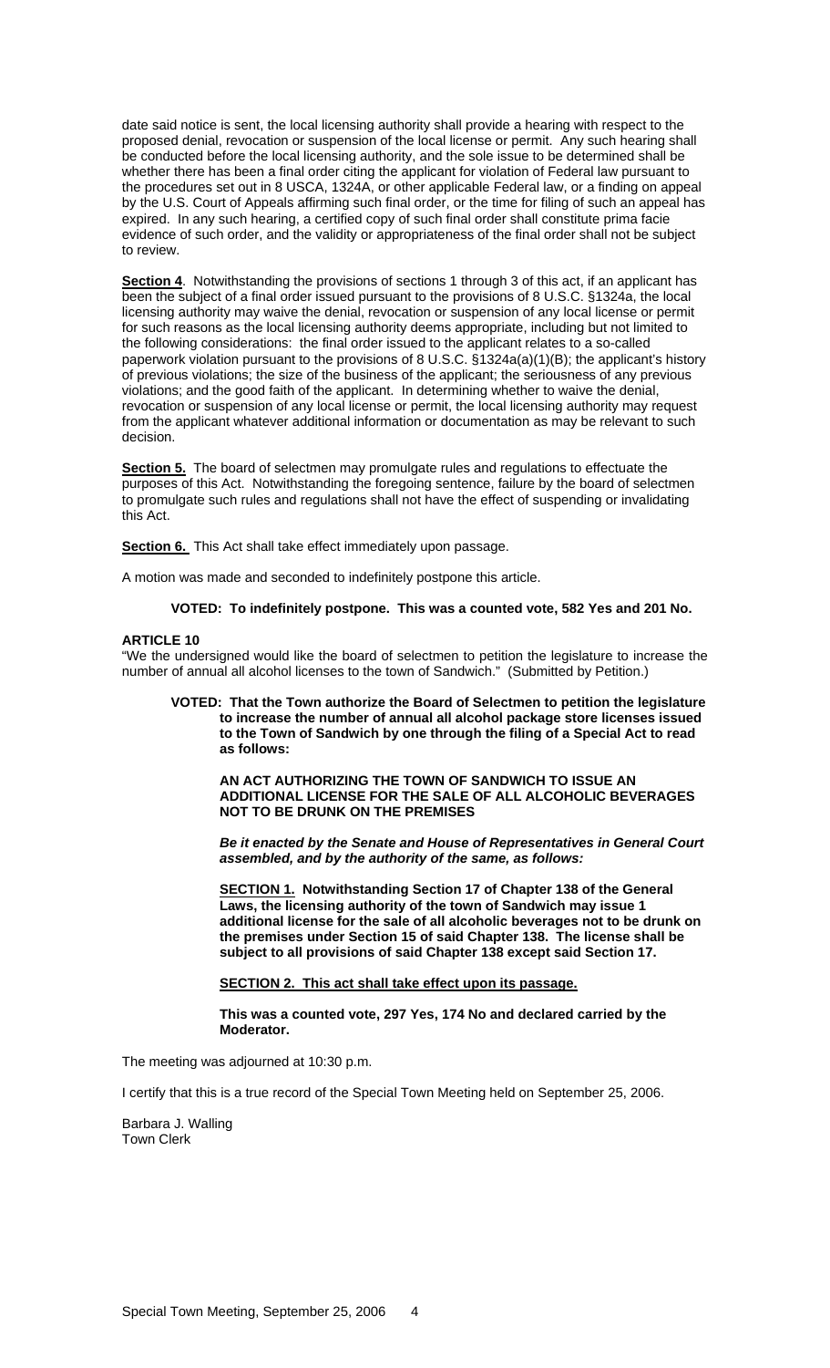date said notice is sent, the local licensing authority shall provide a hearing with respect to the proposed denial, revocation or suspension of the local license or permit. Any such hearing shall be conducted before the local licensing authority, and the sole issue to be determined shall be whether there has been a final order citing the applicant for violation of Federal law pursuant to the procedures set out in 8 USCA, 1324A, or other applicable Federal law, or a finding on appeal by the U.S. Court of Appeals affirming such final order, or the time for filing of such an appeal has expired. In any such hearing, a certified copy of such final order shall constitute prima facie evidence of such order, and the validity or appropriateness of the final order shall not be subject to review.

**Section 4**. Notwithstanding the provisions of sections 1 through 3 of this act, if an applicant has been the subject of a final order issued pursuant to the provisions of 8 U.S.C. §1324a, the local licensing authority may waive the denial, revocation or suspension of any local license or permit for such reasons as the local licensing authority deems appropriate, including but not limited to the following considerations: the final order issued to the applicant relates to a so-called paperwork violation pursuant to the provisions of 8 U.S.C. §1324a(a)(1)(B); the applicant's history of previous violations; the size of the business of the applicant; the seriousness of any previous violations; and the good faith of the applicant. In determining whether to waive the denial, revocation or suspension of any local license or permit, the local licensing authority may request from the applicant whatever additional information or documentation as may be relevant to such decision.

**Section 5.** The board of selectmen may promulgate rules and regulations to effectuate the purposes of this Act. Notwithstanding the foregoing sentence, failure by the board of selectmen to promulgate such rules and regulations shall not have the effect of suspending or invalidating this Act.

**Section 6.** This Act shall take effect immediately upon passage.

A motion was made and seconded to indefinitely postpone this article.

**VOTED: To indefinitely postpone. This was a counted vote, 582 Yes and 201 No.**

**ARTICLE 10**

"We the undersigned would like the board of selectmen to petition the legislature to increase the number of annual all alcohol licenses to the town of Sandwich." (Submitted by Petition.)

**VOTED: That the Town authorize the Board of Selectmen to petition the legislature to increase the number of annual all alcohol package store licenses issued to the Town of Sandwich by one through the filing of a Special Act to read as follows:**

**AN ACT AUTHORIZING THE TOWN OF SANDWICH TO ISSUE AN ADDITIONAL LICENSE FOR THE SALE OF ALL ALCOHOLIC BEVERAGES NOT TO BE DRUNK ON THE PREMISES**

***Be it enacted by the Senate and House of Representatives in General Court assembled, and by the authority of the same, as follows:***

**SECTION 1. Notwithstanding Section 17 of Chapter 138 of the General Laws, the licensing authority of the town of Sandwich may issue 1 additional license for the sale of all alcoholic beverages not to be drunk on the premises under Section 15 of said Chapter 138. The license shall be subject to all provisions of said Chapter 138 except said Section 17.**

**SECTION 2. This act shall take effect upon its passage.**

**This was a counted vote, 297 Yes, 174 No and declared carried by the Moderator.**

The meeting was adjourned at 10:30 p.m.

I certify that this is a true record of the Special Town Meeting held on September 25, 2006.

Barbara J. Walling
Town Clerk